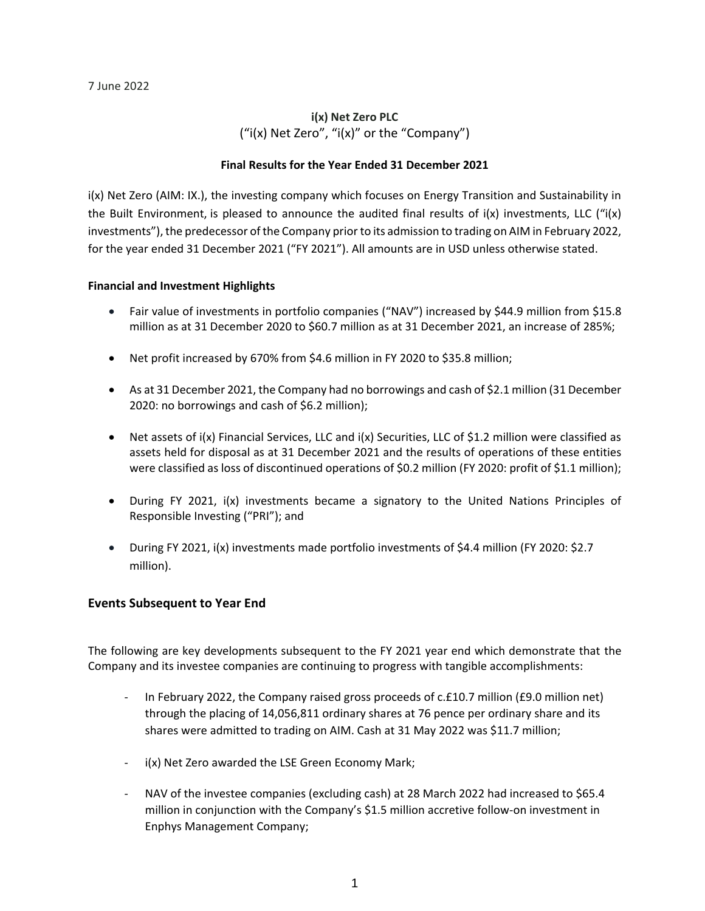7 June 2022

**i(x) Net Zero PLC**
("i(x) Net Zero", "i(x)" or the "Company")

**Final Results for the Year Ended 31 December 2021**

i(x) Net Zero (AIM: IX.), the investing company which focuses on Energy Transition and Sustainability in the Built Environment, is pleased to announce the audited final results of i(x) investments, LLC ("i(x) investments"), the predecessor of the Company prior to its admission to trading on AIM in February 2022, for the year ended 31 December 2021 ("FY 2021"). All amounts are in USD unless otherwise stated.

**Financial and Investment Highlights**

- Fair value of investments in portfolio companies ("NAV") increased by $44.9 million from $15.8 million as at 31 December 2020 to $60.7 million as at 31 December 2021, an increase of 285%;
- Net profit increased by 670% from $4.6 million in FY 2020 to $35.8 million;
- As at 31 December 2021, the Company had no borrowings and cash of $2.1 million (31 December 2020: no borrowings and cash of $6.2 million);
- Net assets of i(x) Financial Services, LLC and i(x) Securities, LLC of $1.2 million were classified as assets held for disposal as at 31 December 2021 and the results of operations of these entities were classified as loss of discontinued operations of $0.2 million (FY 2020: profit of $1.1 million);
- During FY 2021, i(x) investments became a signatory to the United Nations Principles of Responsible Investing ("PRI"); and
- During FY 2021, i(x) investments made portfolio investments of $4.4 million (FY 2020: $2.7 million).

## Events Subsequent to Year End

The following are key developments subsequent to the FY 2021 year end which demonstrate that the Company and its investee companies are continuing to progress with tangible accomplishments:

- In February 2022, the Company raised gross proceeds of c.£10.7 million (£9.0 million net) through the placing of 14,056,811 ordinary shares at 76 pence per ordinary share and its shares were admitted to trading on AIM. Cash at 31 May 2022 was $11.7 million;
- i(x) Net Zero awarded the LSE Green Economy Mark;
- NAV of the investee companies (excluding cash) at 28 March 2022 had increased to $65.4 million in conjunction with the Company's $1.5 million accretive follow-on investment in Enphys Management Company;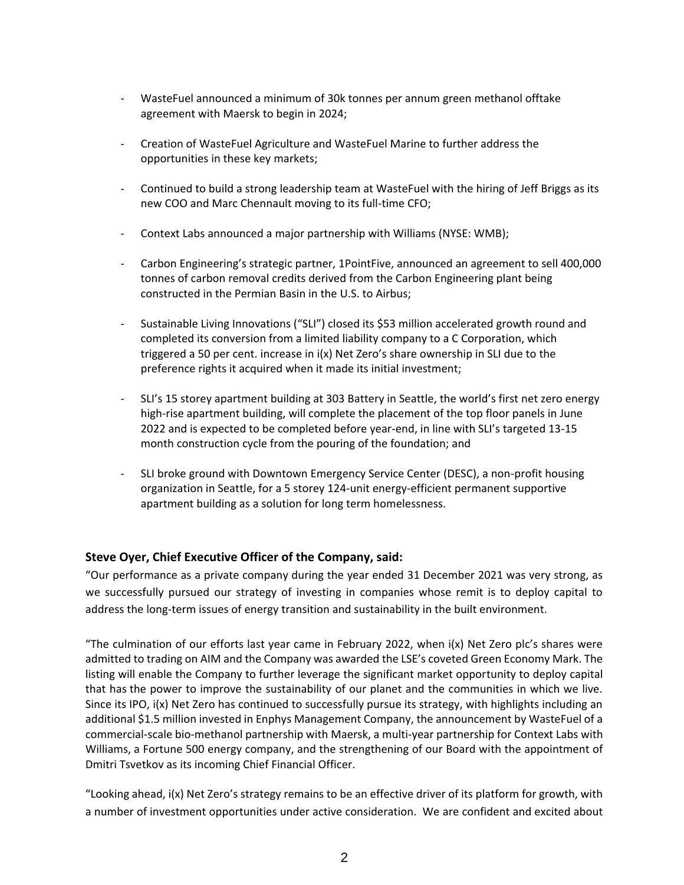- WasteFuel announced a minimum of 30k tonnes per annum green methanol offtake agreement with Maersk to begin in 2024;
- Creation of WasteFuel Agriculture and WasteFuel Marine to further address the opportunities in these key markets;
- Continued to build a strong leadership team at WasteFuel with the hiring of Jeff Briggs as its new COO and Marc Chennault moving to its full-time CFO;
- Context Labs announced a major partnership with Williams (NYSE: WMB);
- Carbon Engineering's strategic partner, 1PointFive, announced an agreement to sell 400,000 tonnes of carbon removal credits derived from the Carbon Engineering plant being constructed in the Permian Basin in the U.S. to Airbus;
- Sustainable Living Innovations ("SLI") closed its $53 million accelerated growth round and completed its conversion from a limited liability company to a C Corporation, which triggered a 50 per cent. increase in i(x) Net Zero's share ownership in SLI due to the preference rights it acquired when it made its initial investment;
- SLI's 15 storey apartment building at 303 Battery in Seattle, the world's first net zero energy high-rise apartment building, will complete the placement of the top floor panels in June 2022 and is expected to be completed before year-end, in line with SLI's targeted 13-15 month construction cycle from the pouring of the foundation; and
- SLI broke ground with Downtown Emergency Service Center (DESC), a non-profit housing organization in Seattle, for a 5 storey 124-unit energy-efficient permanent supportive apartment building as a solution for long term homelessness.

### Steve Oyer, Chief Executive Officer of the Company, said:

"Our performance as a private company during the year ended 31 December 2021 was very strong, as we successfully pursued our strategy of investing in companies whose remit is to deploy capital to address the long-term issues of energy transition and sustainability in the built environment.

"The culmination of our efforts last year came in February 2022, when i(x) Net Zero plc's shares were admitted to trading on AIM and the Company was awarded the LSE's coveted Green Economy Mark. The listing will enable the Company to further leverage the significant market opportunity to deploy capital that has the power to improve the sustainability of our planet and the communities in which we live. Since its IPO, i(x) Net Zero has continued to successfully pursue its strategy, with highlights including an additional $1.5 million invested in Enphys Management Company, the announcement by WasteFuel of a commercial-scale bio-methanol partnership with Maersk, a multi-year partnership for Context Labs with Williams, a Fortune 500 energy company, and the strengthening of our Board with the appointment of Dmitri Tsvetkov as its incoming Chief Financial Officer.

"Looking ahead, i(x) Net Zero's strategy remains to be an effective driver of its platform for growth, with a number of investment opportunities under active consideration. We are confident and excited about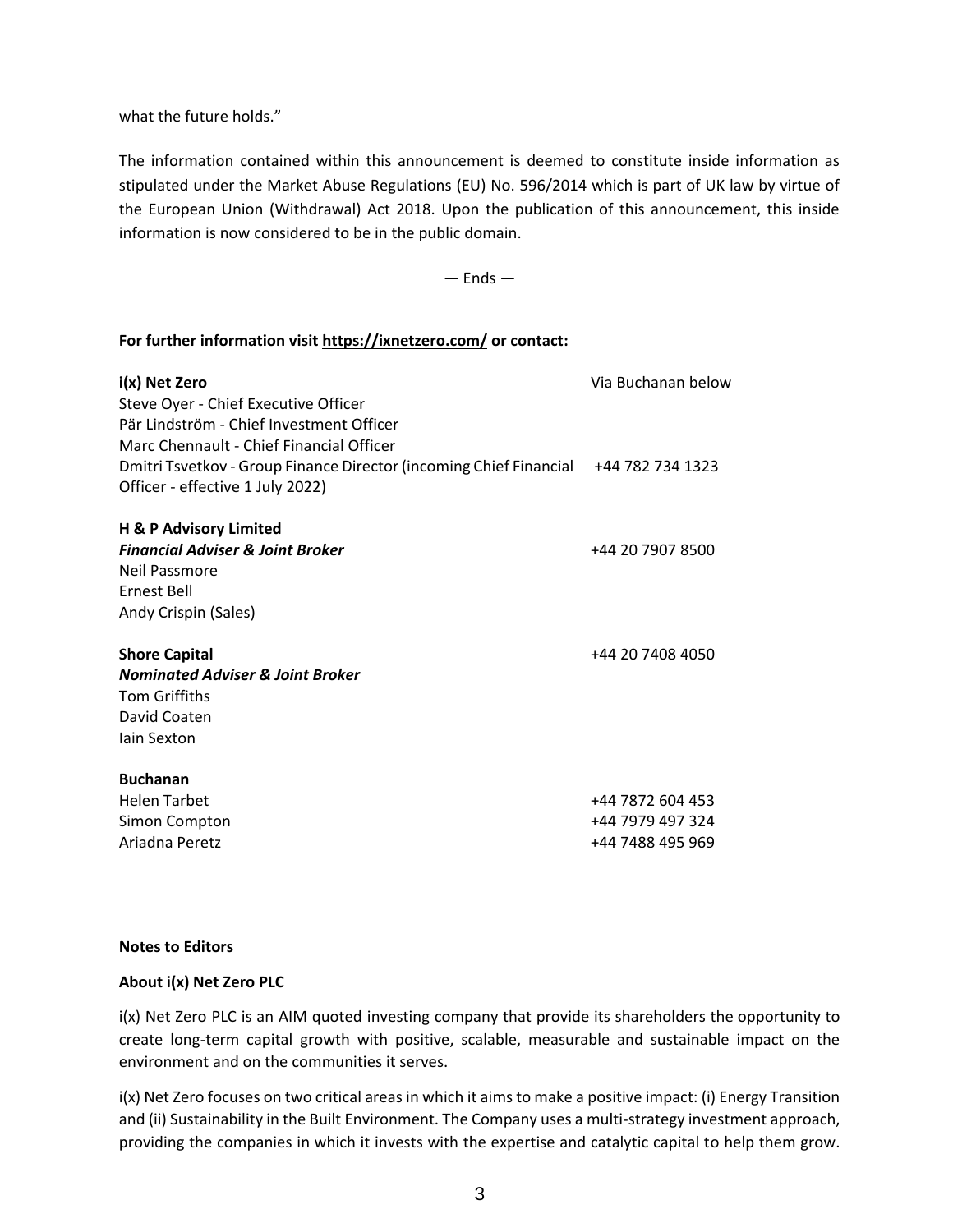what the future holds."

The information contained within this announcement is deemed to constitute inside information as stipulated under the Market Abuse Regulations (EU) No. 596/2014 which is part of UK law by virtue of the European Union (Withdrawal) Act 2018. Upon the publication of this announcement, this inside information is now considered to be in the public domain.

— Ends —

**For further information visit https://ixnetzero.com/ or contact:**

| | |
|---|---|
| **i(x) Net Zero** | Via Buchanan below |
| Steve Oyer - Chief Executive Officer | |
| Pär Lindström - Chief Investment Officer | |
| Marc Chennault - Chief Financial Officer | |
| Dmitri Tsvetkov - Group Finance Director (incoming Chief Financial Officer - effective 1 July 2022) | +44 782 734 1323 |
| | |
| **H & P Advisory Limited** | |
| ***Financial Adviser & Joint Broker*** | +44 20 7907 8500 |
| Neil Passmore | |
| Ernest Bell | |
| Andy Crispin (Sales) | |
| | |
| **Shore Capital** | +44 20 7408 4050 |
| ***Nominated Adviser & Joint Broker*** | |
| Tom Griffiths | |
| David Coaten | |
| Iain Sexton | |
| | |
| **Buchanan** | |
| Helen Tarbet | +44 7872 604 453 |
| Simon Compton | +44 7979 497 324 |
| Ariadna Peretz | +44 7488 495 969 |

**Notes to Editors**

**About i(x) Net Zero PLC**

i(x) Net Zero PLC is an AIM quoted investing company that provide its shareholders the opportunity to create long-term capital growth with positive, scalable, measurable and sustainable impact on the environment and on the communities it serves.

i(x) Net Zero focuses on two critical areas in which it aims to make a positive impact: (i) Energy Transition and (ii) Sustainability in the Built Environment. The Company uses a multi-strategy investment approach, providing the companies in which it invests with the expertise and catalytic capital to help them grow.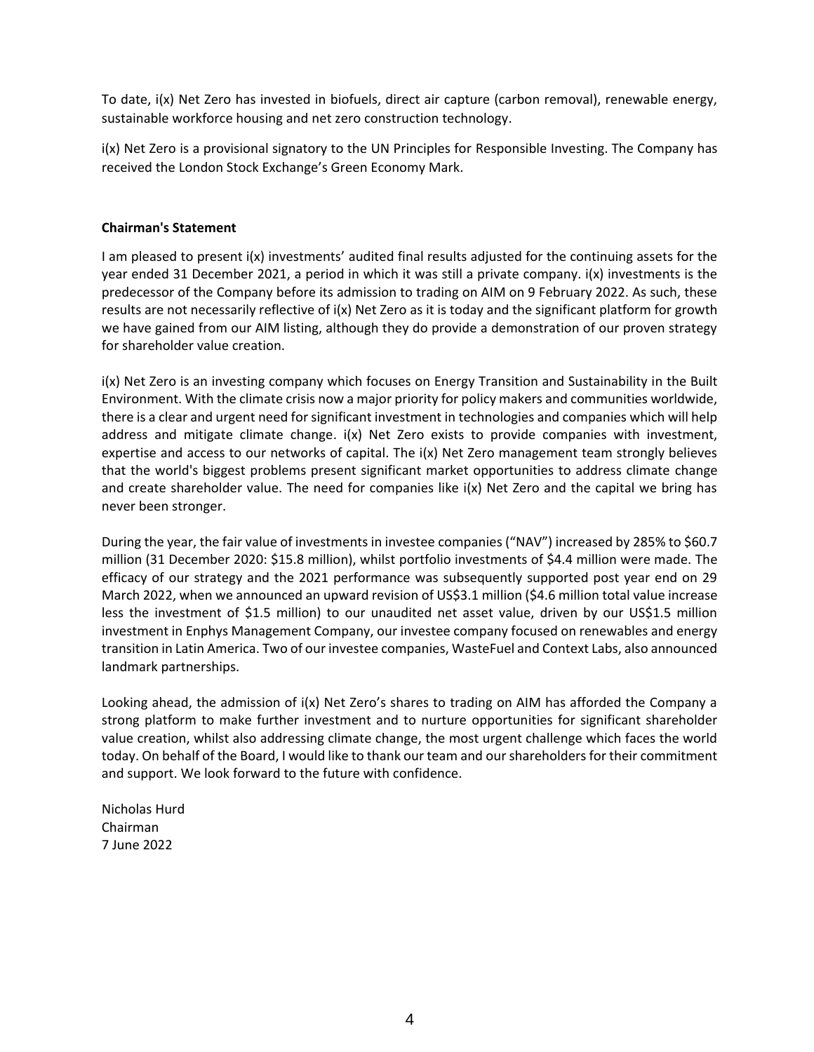To date, i(x) Net Zero has invested in biofuels, direct air capture (carbon removal), renewable energy, sustainable workforce housing and net zero construction technology.

i(x) Net Zero is a provisional signatory to the UN Principles for Responsible Investing. The Company has received the London Stock Exchange's Green Economy Mark.

**Chairman's Statement**

I am pleased to present i(x) investments' audited final results adjusted for the continuing assets for the year ended 31 December 2021, a period in which it was still a private company. i(x) investments is the predecessor of the Company before its admission to trading on AIM on 9 February 2022. As such, these results are not necessarily reflective of i(x) Net Zero as it is today and the significant platform for growth we have gained from our AIM listing, although they do provide a demonstration of our proven strategy for shareholder value creation.

i(x) Net Zero is an investing company which focuses on Energy Transition and Sustainability in the Built Environment. With the climate crisis now a major priority for policy makers and communities worldwide, there is a clear and urgent need for significant investment in technologies and companies which will help address and mitigate climate change. i(x) Net Zero exists to provide companies with investment, expertise and access to our networks of capital. The i(x) Net Zero management team strongly believes that the world's biggest problems present significant market opportunities to address climate change and create shareholder value. The need for companies like i(x) Net Zero and the capital we bring has never been stronger.

During the year, the fair value of investments in investee companies ("NAV") increased by 285% to $60.7 million (31 December 2020: $15.8 million), whilst portfolio investments of $4.4 million were made. The efficacy of our strategy and the 2021 performance was subsequently supported post year end on 29 March 2022, when we announced an upward revision of US$3.1 million ($4.6 million total value increase less the investment of $1.5 million) to our unaudited net asset value, driven by our US$1.5 million investment in Enphys Management Company, our investee company focused on renewables and energy transition in Latin America. Two of our investee companies, WasteFuel and Context Labs, also announced landmark partnerships.

Looking ahead, the admission of i(x) Net Zero's shares to trading on AIM has afforded the Company a strong platform to make further investment and to nurture opportunities for significant shareholder value creation, whilst also addressing climate change, the most urgent challenge which faces the world today. On behalf of the Board, I would like to thank our team and our shareholders for their commitment and support. We look forward to the future with confidence.

Nicholas Hurd
Chairman
7 June 2022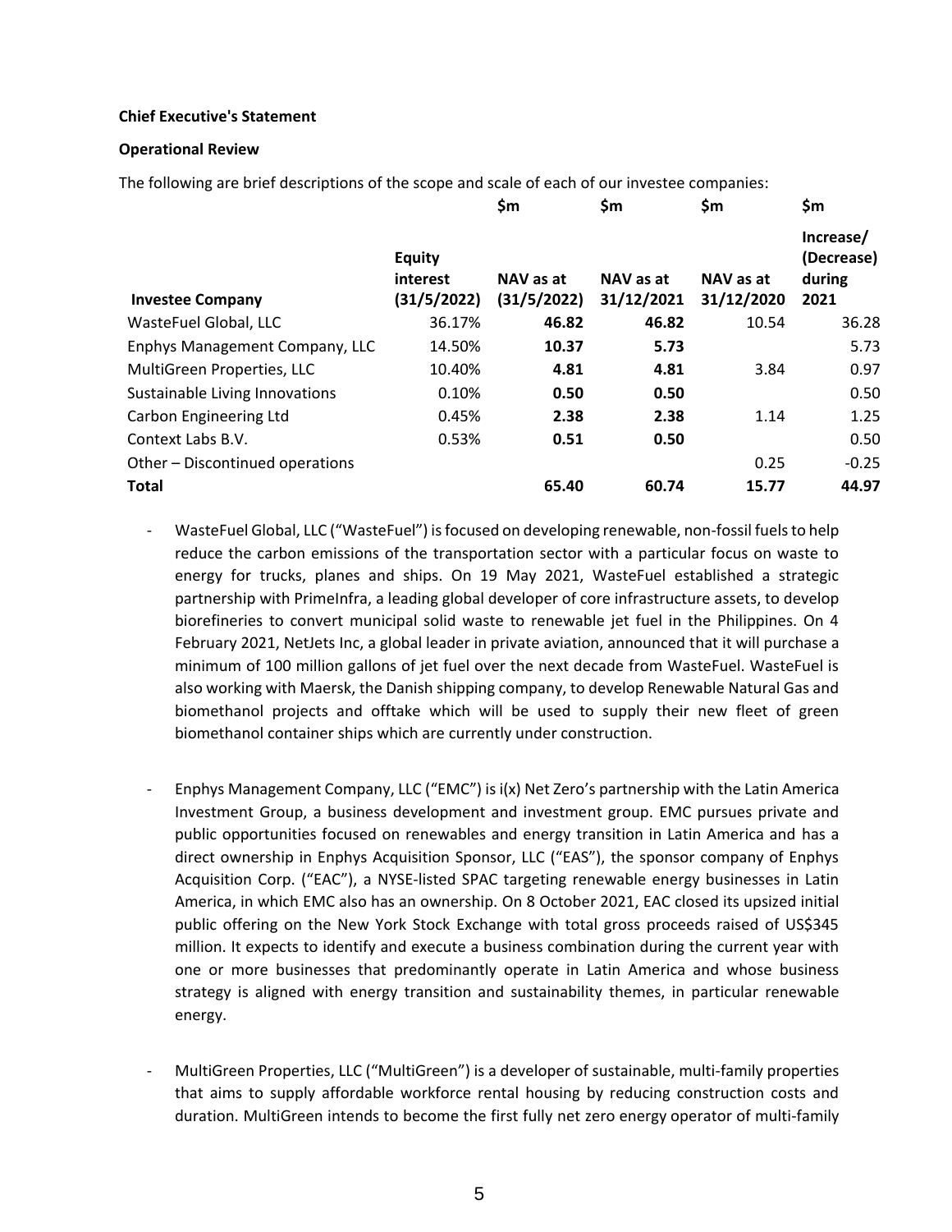**Chief Executive's Statement**

**Operational Review**

The following are brief descriptions of the scope and scale of each of our investee companies:

| Investee Company | Equity interest (31/5/2022) | $m<br>NAV as at (31/5/2022) | $m<br>NAV as at 31/12/2021 | $m<br>NAV as at 31/12/2020 | $m<br>Increase/ (Decrease) during 2021 |
|---|---|---|---|---|---|
| WasteFuel Global, LLC | 36.17% | **46.82** | **46.82** | 10.54 | 36.28 |
| Enphys Management Company, LLC | 14.50% | **10.37** | **5.73** | | 5.73 |
| MultiGreen Properties, LLC | 10.40% | **4.81** | **4.81** | 3.84 | 0.97 |
| Sustainable Living Innovations | 0.10% | **0.50** | **0.50** | | 0.50 |
| Carbon Engineering Ltd | 0.45% | **2.38** | **2.38** | 1.14 | 1.25 |
| Context Labs B.V. | 0.53% | **0.51** | **0.50** | | 0.50 |
| Other – Discontinued operations | | | | 0.25 | -0.25 |
| **Total** | | **65.40** | **60.74** | **15.77** | **44.97** |

- WasteFuel Global, LLC ("WasteFuel") is focused on developing renewable, non-fossil fuels to help reduce the carbon emissions of the transportation sector with a particular focus on waste to energy for trucks, planes and ships. On 19 May 2021, WasteFuel established a strategic partnership with PrimeInfra, a leading global developer of core infrastructure assets, to develop biorefineries to convert municipal solid waste to renewable jet fuel in the Philippines. On 4 February 2021, NetJets Inc, a global leader in private aviation, announced that it will purchase a minimum of 100 million gallons of jet fuel over the next decade from WasteFuel. WasteFuel is also working with Maersk, the Danish shipping company, to develop Renewable Natural Gas and biomethanol projects and offtake which will be used to supply their new fleet of green biomethanol container ships which are currently under construction.

- Enphys Management Company, LLC ("EMC") is i(x) Net Zero's partnership with the Latin America Investment Group, a business development and investment group. EMC pursues private and public opportunities focused on renewables and energy transition in Latin America and has a direct ownership in Enphys Acquisition Sponsor, LLC ("EAS"), the sponsor company of Enphys Acquisition Corp. ("EAC"), a NYSE-listed SPAC targeting renewable energy businesses in Latin America, in which EMC also has an ownership. On 8 October 2021, EAC closed its upsized initial public offering on the New York Stock Exchange with total gross proceeds raised of US$345 million. It expects to identify and execute a business combination during the current year with one or more businesses that predominantly operate in Latin America and whose business strategy is aligned with energy transition and sustainability themes, in particular renewable energy.

- MultiGreen Properties, LLC ("MultiGreen") is a developer of sustainable, multi-family properties that aims to supply affordable workforce rental housing by reducing construction costs and duration. MultiGreen intends to become the first fully net zero energy operator of multi-family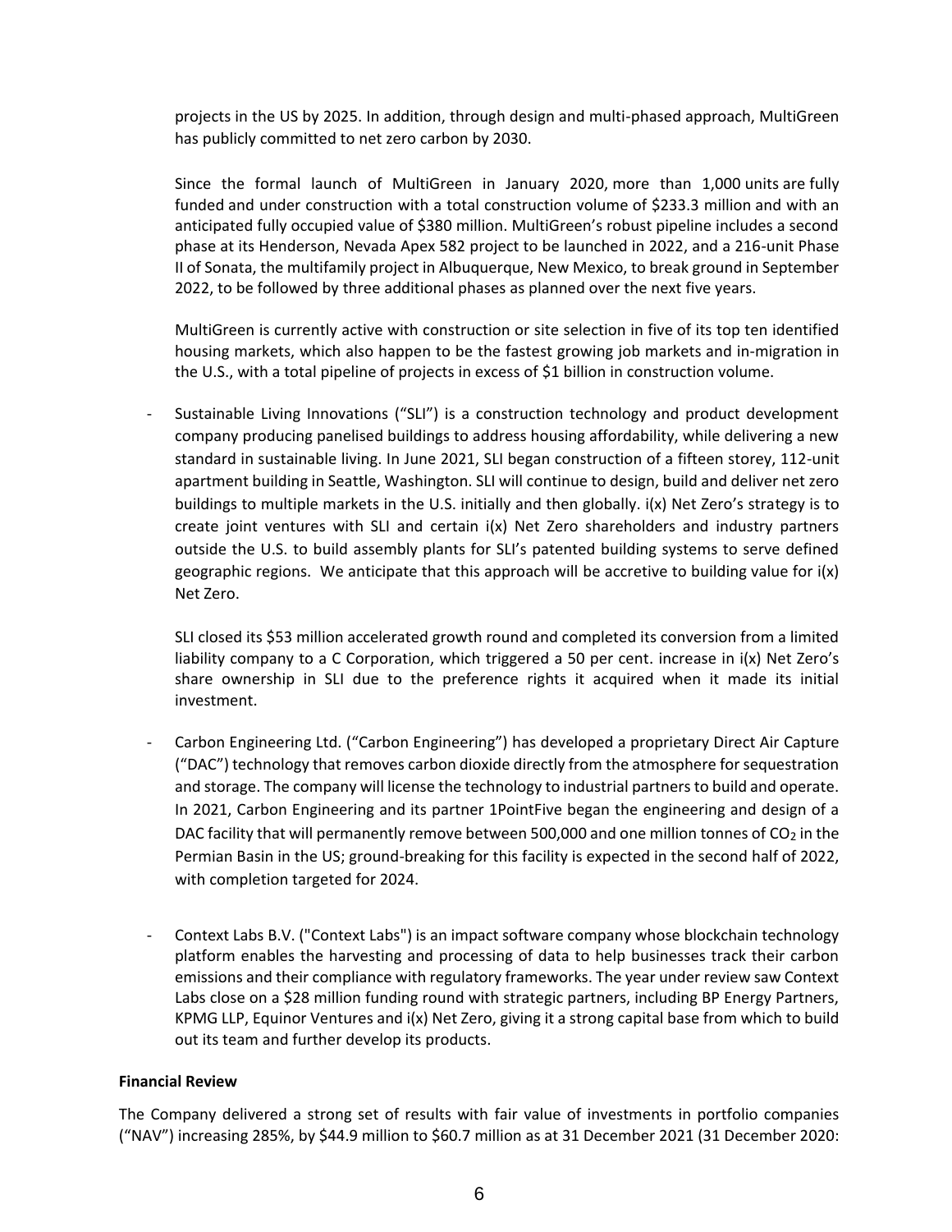projects in the US by 2025. In addition, through design and multi-phased approach, MultiGreen has publicly committed to net zero carbon by 2030.

Since the formal launch of MultiGreen in January 2020, more than 1,000 units are fully funded and under construction with a total construction volume of $233.3 million and with an anticipated fully occupied value of $380 million. MultiGreen's robust pipeline includes a second phase at its Henderson, Nevada Apex 582 project to be launched in 2022, and a 216-unit Phase II of Sonata, the multifamily project in Albuquerque, New Mexico, to break ground in September 2022, to be followed by three additional phases as planned over the next five years.

MultiGreen is currently active with construction or site selection in five of its top ten identified housing markets, which also happen to be the fastest growing job markets and in-migration in the U.S., with a total pipeline of projects in excess of $1 billion in construction volume.

- Sustainable Living Innovations ("SLI") is a construction technology and product development company producing panelised buildings to address housing affordability, while delivering a new standard in sustainable living. In June 2021, SLI began construction of a fifteen storey, 112-unit apartment building in Seattle, Washington. SLI will continue to design, build and deliver net zero buildings to multiple markets in the U.S. initially and then globally. i(x) Net Zero's strategy is to create joint ventures with SLI and certain i(x) Net Zero shareholders and industry partners outside the U.S. to build assembly plants for SLI's patented building systems to serve defined geographic regions. We anticipate that this approach will be accretive to building value for i(x) Net Zero.

  SLI closed its $53 million accelerated growth round and completed its conversion from a limited liability company to a C Corporation, which triggered a 50 per cent. increase in i(x) Net Zero's share ownership in SLI due to the preference rights it acquired when it made its initial investment.

- Carbon Engineering Ltd. ("Carbon Engineering") has developed a proprietary Direct Air Capture ("DAC") technology that removes carbon dioxide directly from the atmosphere for sequestration and storage. The company will license the technology to industrial partners to build and operate. In 2021, Carbon Engineering and its partner 1PointFive began the engineering and design of a DAC facility that will permanently remove between 500,000 and one million tonnes of $CO_2$ in the Permian Basin in the US; ground-breaking for this facility is expected in the second half of 2022, with completion targeted for 2024.

- Context Labs B.V. ("Context Labs") is an impact software company whose blockchain technology platform enables the harvesting and processing of data to help businesses track their carbon emissions and their compliance with regulatory frameworks. The year under review saw Context Labs close on a $28 million funding round with strategic partners, including BP Energy Partners, KPMG LLP, Equinor Ventures and i(x) Net Zero, giving it a strong capital base from which to build out its team and further develop its products.

**Financial Review**

The Company delivered a strong set of results with fair value of investments in portfolio companies ("NAV") increasing 285%, by $44.9 million to $60.7 million as at 31 December 2021 (31 December 2020: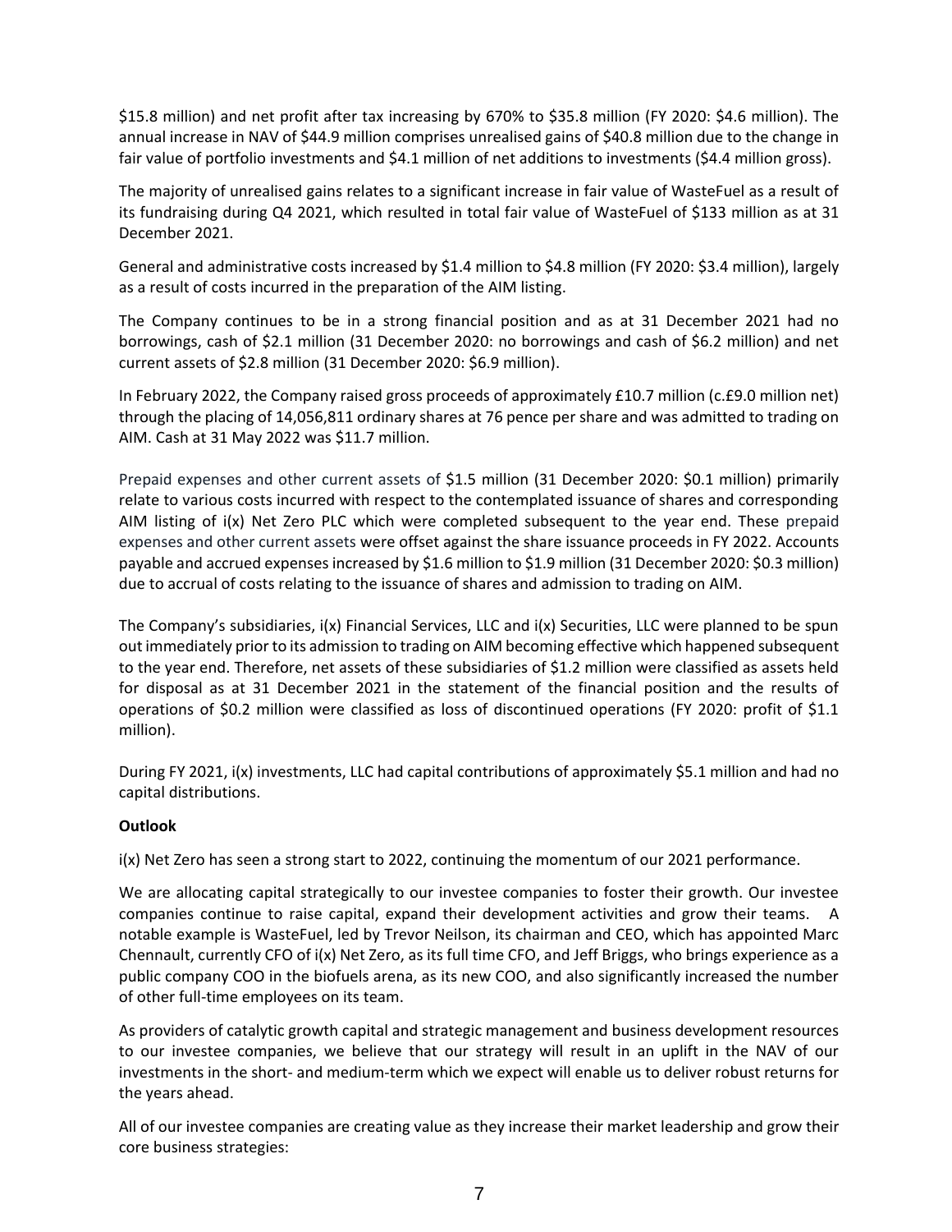$15.8 million) and net profit after tax increasing by 670% to $35.8 million (FY 2020: $4.6 million). The annual increase in NAV of $44.9 million comprises unrealised gains of $40.8 million due to the change in fair value of portfolio investments and $4.1 million of net additions to investments ($4.4 million gross).

The majority of unrealised gains relates to a significant increase in fair value of WasteFuel as a result of its fundraising during Q4 2021, which resulted in total fair value of WasteFuel of $133 million as at 31 December 2021.

General and administrative costs increased by $1.4 million to $4.8 million (FY 2020: $3.4 million), largely as a result of costs incurred in the preparation of the AIM listing.

The Company continues to be in a strong financial position and as at 31 December 2021 had no borrowings, cash of $2.1 million (31 December 2020: no borrowings and cash of $6.2 million) and net current assets of $2.8 million (31 December 2020: $6.9 million).

In February 2022, the Company raised gross proceeds of approximately £10.7 million (c.£9.0 million net) through the placing of 14,056,811 ordinary shares at 76 pence per share and was admitted to trading on AIM. Cash at 31 May 2022 was $11.7 million.

Prepaid expenses and other current assets of $1.5 million (31 December 2020: $0.1 million) primarily relate to various costs incurred with respect to the contemplated issuance of shares and corresponding AIM listing of i(x) Net Zero PLC which were completed subsequent to the year end. These prepaid expenses and other current assets were offset against the share issuance proceeds in FY 2022. Accounts payable and accrued expenses increased by $1.6 million to $1.9 million (31 December 2020: $0.3 million) due to accrual of costs relating to the issuance of shares and admission to trading on AIM.

The Company's subsidiaries, i(x) Financial Services, LLC and i(x) Securities, LLC were planned to be spun out immediately prior to its admission to trading on AIM becoming effective which happened subsequent to the year end. Therefore, net assets of these subsidiaries of $1.2 million were classified as assets held for disposal as at 31 December 2021 in the statement of the financial position and the results of operations of $0.2 million were classified as loss of discontinued operations (FY 2020: profit of $1.1 million).

During FY 2021, i(x) investments, LLC had capital contributions of approximately $5.1 million and had no capital distributions.

**Outlook**

i(x) Net Zero has seen a strong start to 2022, continuing the momentum of our 2021 performance.

We are allocating capital strategically to our investee companies to foster their growth. Our investee companies continue to raise capital, expand their development activities and grow their teams. A notable example is WasteFuel, led by Trevor Neilson, its chairman and CEO, which has appointed Marc Chennault, currently CFO of i(x) Net Zero, as its full time CFO, and Jeff Briggs, who brings experience as a public company COO in the biofuels arena, as its new COO, and also significantly increased the number of other full-time employees on its team.

As providers of catalytic growth capital and strategic management and business development resources to our investee companies, we believe that our strategy will result in an uplift in the NAV of our investments in the short- and medium-term which we expect will enable us to deliver robust returns for the years ahead.

All of our investee companies are creating value as they increase their market leadership and grow their core business strategies: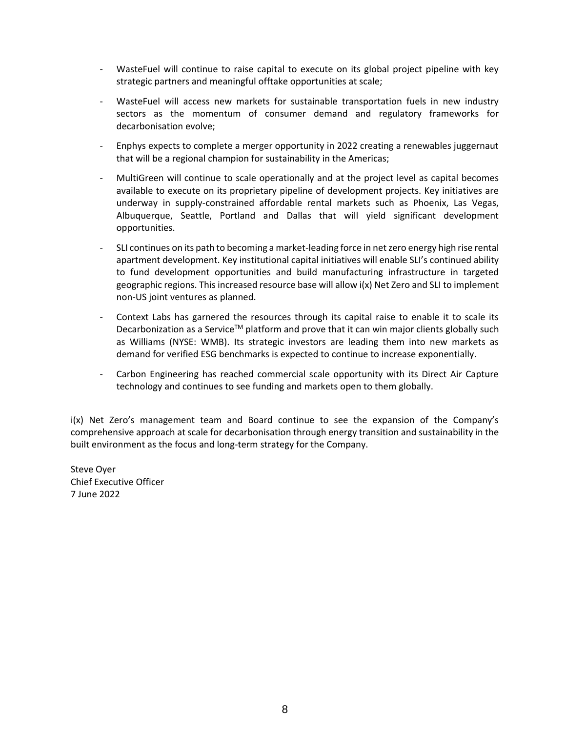- WasteFuel will continue to raise capital to execute on its global project pipeline with key strategic partners and meaningful offtake opportunities at scale;
- WasteFuel will access new markets for sustainable transportation fuels in new industry sectors as the momentum of consumer demand and regulatory frameworks for decarbonisation evolve;
- Enphys expects to complete a merger opportunity in 2022 creating a renewables juggernaut that will be a regional champion for sustainability in the Americas;
- MultiGreen will continue to scale operationally and at the project level as capital becomes available to execute on its proprietary pipeline of development projects. Key initiatives are underway in supply-constrained affordable rental markets such as Phoenix, Las Vegas, Albuquerque, Seattle, Portland and Dallas that will yield significant development opportunities.
- SLI continues on its path to becoming a market-leading force in net zero energy high rise rental apartment development. Key institutional capital initiatives will enable SLI's continued ability to fund development opportunities and build manufacturing infrastructure in targeted geographic regions. This increased resource base will allow i(x) Net Zero and SLI to implement non-US joint ventures as planned.
- Context Labs has garnered the resources through its capital raise to enable it to scale its Decarbonization as a Service™ platform and prove that it can win major clients globally such as Williams (NYSE: WMB). Its strategic investors are leading them into new markets as demand for verified ESG benchmarks is expected to continue to increase exponentially.
- Carbon Engineering has reached commercial scale opportunity with its Direct Air Capture technology and continues to see funding and markets open to them globally.

i(x) Net Zero's management team and Board continue to see the expansion of the Company's comprehensive approach at scale for decarbonisation through energy transition and sustainability in the built environment as the focus and long-term strategy for the Company.

Steve Oyer
Chief Executive Officer
7 June 2022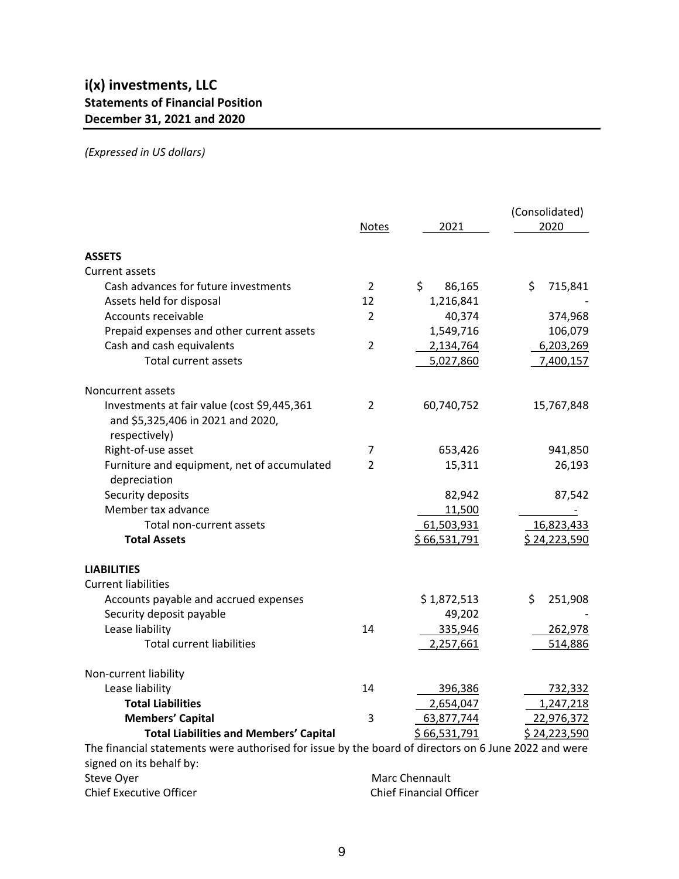## i(x) investments, LLC
## Statements of Financial Position
## December 31, 2021 and 2020

*(Expressed in US dollars)*

| | Notes | 2021 | (Consolidated) 2020 |
|---|---|---|---|
| **ASSETS** | | | |
| Current assets | | | |
| Cash advances for future investments | 2 | $ 86,165 | $ 715,841 |
| Assets held for disposal | 12 | 1,216,841 | - |
| Accounts receivable | 2 | 40,374 | 374,968 |
| Prepaid expenses and other current assets | | 1,549,716 | 106,079 |
| Cash and cash equivalents | 2 | 2,134,764 | 6,203,269 |
| Total current assets | | 5,027,860 | 7,400,157 |
| Noncurrent assets | | | |
| Investments at fair value (cost $9,445,361 and $5,325,406 in 2021 and 2020, respectively) | 2 | 60,740,752 | 15,767,848 |
| Right-of-use asset | 7 | 653,426 | 941,850 |
| Furniture and equipment, net of accumulated depreciation | 2 | 15,311 | 26,193 |
| Security deposits | | 82,942 | 87,542 |
| Member tax advance | | 11,500 | - |
| Total non-current assets | | 61,503,931 | 16,823,433 |
| **Total Assets** | | $ 66,531,791 | $ 24,223,590 |
| **LIABILITIES** | | | |
| Current liabilities | | | |
| Accounts payable and accrued expenses | | $ 1,872,513 | $ 251,908 |
| Security deposit payable | | 49,202 | - |
| Lease liability | 14 | 335,946 | 262,978 |
| Total current liabilities | | 2,257,661 | 514,886 |
| Non-current liability | | | |
| Lease liability | 14 | 396,386 | 732,332 |
| **Total Liabilities** | | 2,654,047 | 1,247,218 |
| **Members' Capital** | 3 | 63,877,744 | 22,976,372 |
| **Total Liabilities and Members' Capital** | | $ 66,531,791 | $ 24,223,590 |

The financial statements were authorised for issue by the board of directors on 6 June 2022 and were signed on its behalf by:

Steve Oyer
Chief Executive Officer

Marc Chennault
Chief Financial Officer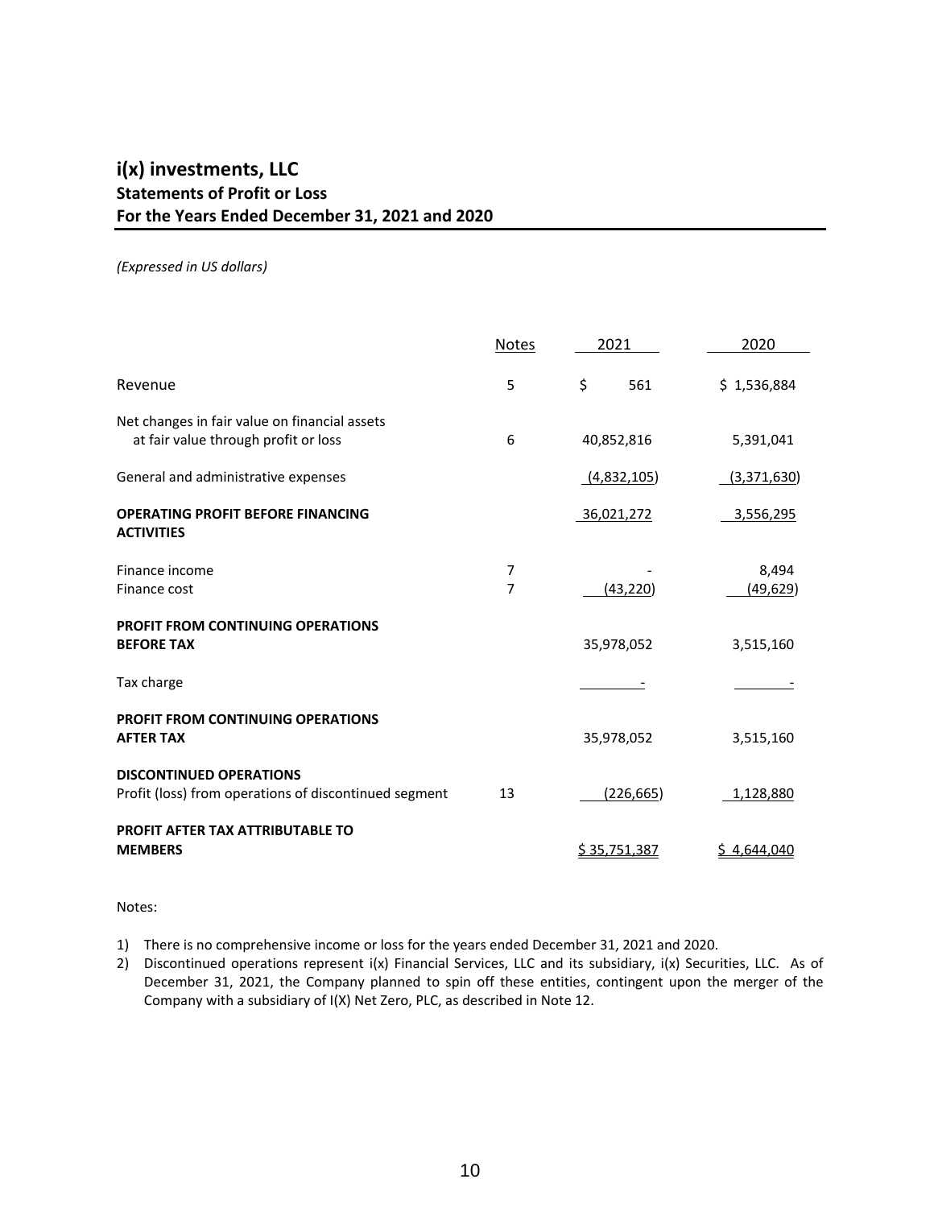# i(x) investments, LLC

## Statements of Profit or Loss

## For the Years Ended December 31, 2021 and 2020

*(Expressed in US dollars)*

| | Notes | 2021 | 2020 |
|---|---|---|---|
| Revenue | 5 | $ 561 | $ 1,536,884 |
| Net changes in fair value on financial assets at fair value through profit or loss | 6 | 40,852,816 | 5,391,041 |
| General and administrative expenses | | (4,832,105) | (3,371,630) |
| **OPERATING PROFIT BEFORE FINANCING ACTIVITIES** | | 36,021,272 | 3,556,295 |
| Finance income | 7 | - | 8,494 |
| Finance cost | 7 | (43,220) | (49,629) |
| **PROFIT FROM CONTINUING OPERATIONS BEFORE TAX** | | 35,978,052 | 3,515,160 |
| Tax charge | | - | - |
| **PROFIT FROM CONTINUING OPERATIONS AFTER TAX** | | 35,978,052 | 3,515,160 |
| **DISCONTINUED OPERATIONS** | | | |
| Profit (loss) from operations of discontinued segment | 13 | (226,665) | 1,128,880 |
| **PROFIT AFTER TAX ATTRIBUTABLE TO MEMBERS** | | $ 35,751,387 | $ 4,644,040 |

Notes:

1) There is no comprehensive income or loss for the years ended December 31, 2021 and 2020.
2) Discontinued operations represent i(x) Financial Services, LLC and its subsidiary, i(x) Securities, LLC. As of December 31, 2021, the Company planned to spin off these entities, contingent upon the merger of the Company with a subsidiary of I(X) Net Zero, PLC, as described in Note 12.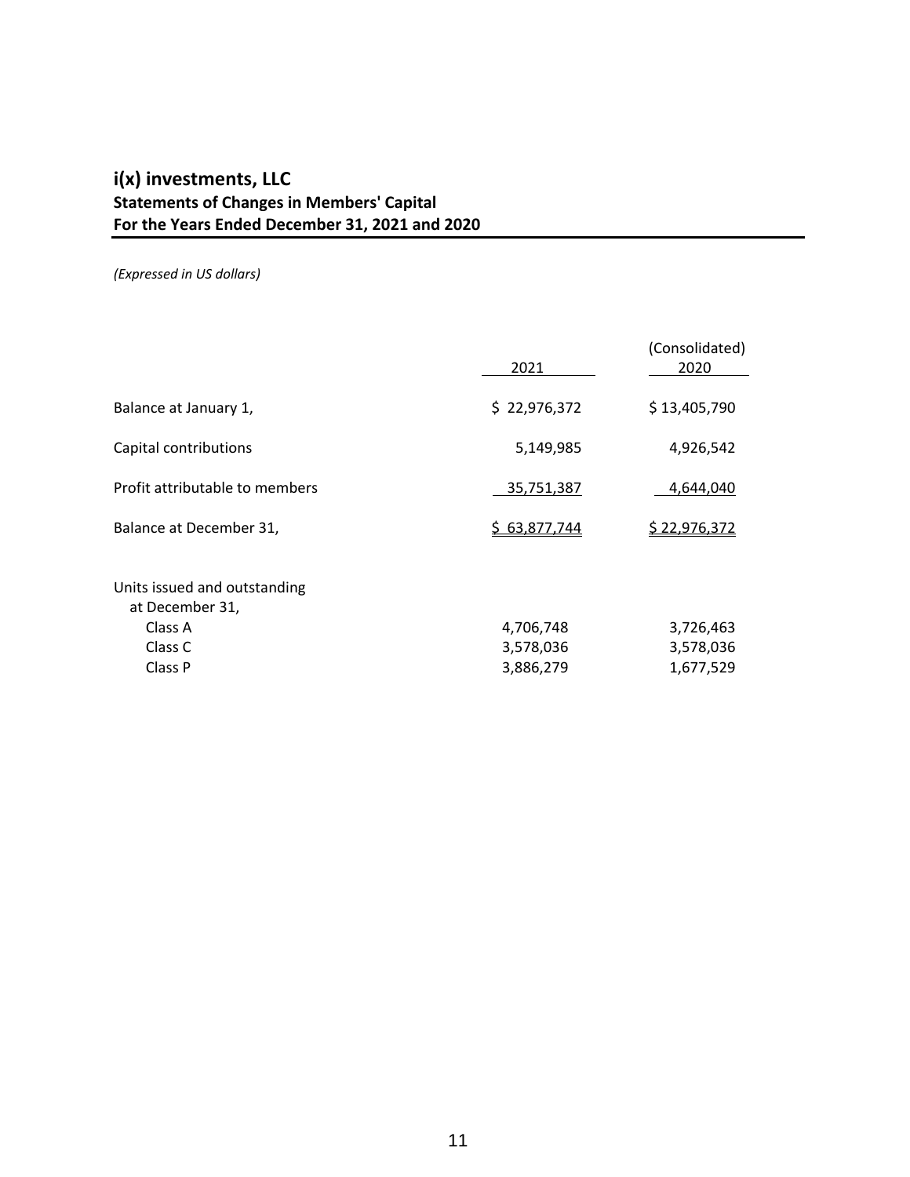## i(x) investments, LLC
**Statements of Changes in Members' Capital**
**For the Years Ended December 31, 2021 and 2020**

*(Expressed in US dollars)*

| | 2021 | (Consolidated) 2020 |
|---|---|---|
| Balance at January 1, | $ 22,976,372 | $ 13,405,790 |
| Capital contributions | 5,149,985 | 4,926,542 |
| Profit attributable to members | 35,751,387 | 4,644,040 |
| Balance at December 31, | $ 63,877,744 | $ 22,976,372 |
| | | |
| Units issued and outstanding at December 31, | | |
| Class A | 4,706,748 | 3,726,463 |
| Class C | 3,578,036 | 3,578,036 |
| Class P | 3,886,279 | 1,677,529 |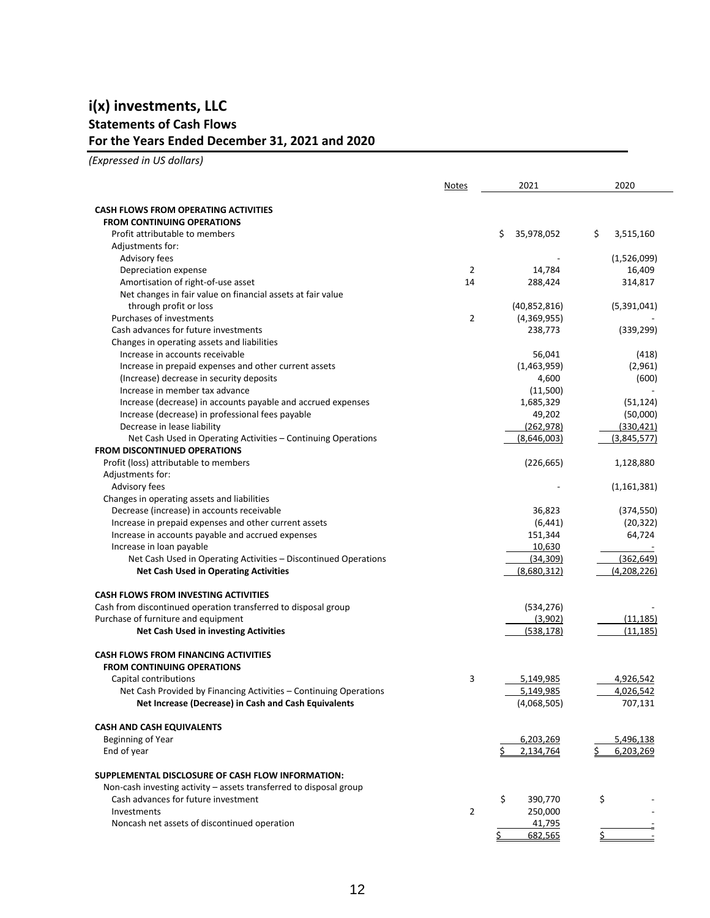# i(x) investments, LLC

## Statements of Cash Flows

## For the Years Ended December 31, 2021 and 2020

*(Expressed in US dollars)*

| | Notes | 2021 | 2020 |
|---|---|---|---|
| **CASH FLOWS FROM OPERATING ACTIVITIES** | | | |
| **FROM CONTINUING OPERATIONS** | | | |
| Profit attributable to members | | $ 35,978,052 | $ 3,515,160 |
| Adjustments for: | | | |
| Advisory fees | | - | (1,526,099) |
| Depreciation expense | 2 | 14,784 | 16,409 |
| Amortisation of right-of-use asset | 14 | 288,424 | 314,817 |
| Net changes in fair value on financial assets at fair value through profit or loss | | (40,852,816) | (5,391,041) |
| Purchases of investments | 2 | (4,369,955) | - |
| Cash advances for future investments | | 238,773 | (339,299) |
| Changes in operating assets and liabilities | | | |
| Increase in accounts receivable | | 56,041 | (418) |
| Increase in prepaid expenses and other current assets | | (1,463,959) | (2,961) |
| (Increase) decrease in security deposits | | 4,600 | (600) |
| Increase in member tax advance | | (11,500) | - |
| Increase (decrease) in accounts payable and accrued expenses | | 1,685,329 | (51,124) |
| Increase (decrease) in professional fees payable | | 49,202 | (50,000) |
| Decrease in lease liability | | (262,978) | (330,421) |
| Net Cash Used in Operating Activities – Continuing Operations | | (8,646,003) | (3,845,577) |
| **FROM DISCONTINUED OPERATIONS** | | | |
| Profit (loss) attributable to members | | (226,665) | 1,128,880 |
| Adjustments for: | | | |
| Advisory fees | | - | (1,161,381) |
| Changes in operating assets and liabilities | | | |
| Decrease (increase) in accounts receivable | | 36,823 | (374,550) |
| Increase in prepaid expenses and other current assets | | (6,441) | (20,322) |
| Increase in accounts payable and accrued expenses | | 151,344 | 64,724 |
| Increase in loan payable | | 10,630 | - |
| Net Cash Used in Operating Activities – Discontinued Operations | | (34,309) | (362,649) |
| **Net Cash Used in Operating Activities** | | (8,680,312) | (4,208,226) |
| **CASH FLOWS FROM INVESTING ACTIVITIES** | | | |
| Cash from discontinued operation transferred to disposal group | | (534,276) | - |
| Purchase of furniture and equipment | | (3,902) | (11,185) |
| **Net Cash Used in investing Activities** | | (538,178) | (11,185) |
| **CASH FLOWS FROM FINANCING ACTIVITIES** | | | |
| **FROM CONTINUING OPERATIONS** | | | |
| Capital contributions | 3 | 5,149,985 | 4,926,542 |
| Net Cash Provided by Financing Activities – Continuing Operations | | 5,149,985 | 4,026,542 |
| **Net Increase (Decrease) in Cash and Cash Equivalents** | | (4,068,505) | 707,131 |
| **CASH AND CASH EQUIVALENTS** | | | |
| Beginning of Year | | 6,203,269 | 5,496,138 |
| End of year | | $ 2,134,764 | $ 6,203,269 |
| **SUPPLEMENTAL DISCLOSURE OF CASH FLOW INFORMATION:** | | | |
| Non-cash investing activity – assets transferred to disposal group | | | |
| Cash advances for future investment | | $ 390,770 | $ - |
| Investments | 2 | 250,000 | - |
| Noncash net assets of discontinued operation | | 41,795 | - |
| | | $ 682,565 | $ - |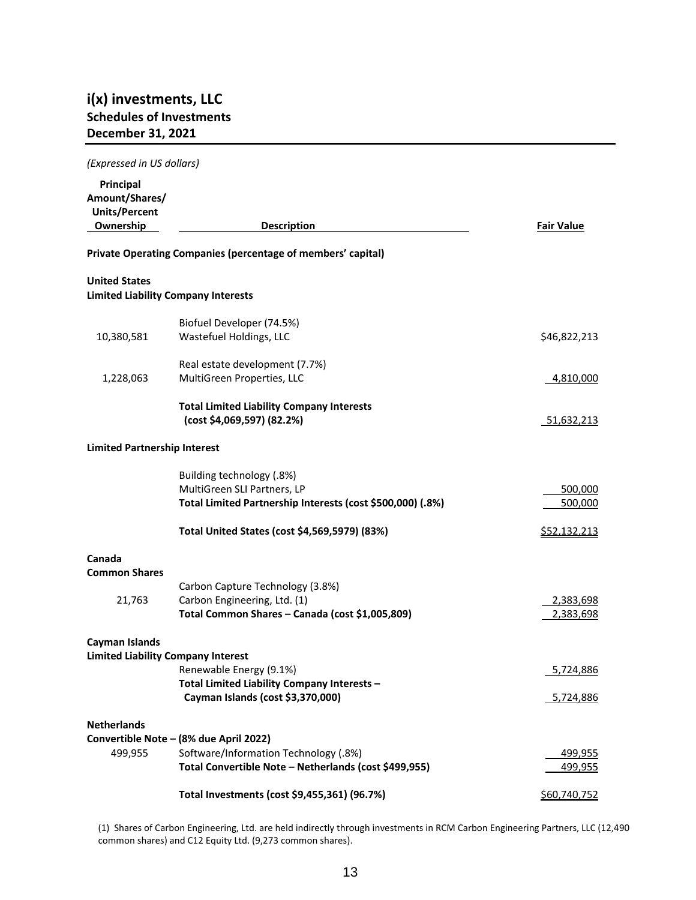## i(x) investments, LLC
## Schedules of Investments
## December 31, 2021

*(Expressed in US dollars)*

| Principal Amount/Shares/ Units/Percent Ownership | Description | Fair Value |
|---|---|---|
| | **Private Operating Companies (percentage of members' capital)** | |
| | | |
| **United States** | | |
| **Limited Liability Company Interests** | | |
| | Biofuel Developer (74.5%) | |
| 10,380,581 | Wastefuel Holdings, LLC | $46,822,213 |
| | Real estate development (7.7%) | |
| 1,228,063 | MultiGreen Properties, LLC | 4,810,000 |
| | **Total Limited Liability Company Interests (cost $4,069,597) (82.2%)** | 51,632,213 |
| **Limited Partnership Interest** | | |
| | Building technology (.8%) | |
| | MultiGreen SLI Partners, LP | 500,000 |
| | **Total Limited Partnership Interests (cost $500,000) (.8%)** | 500,000 |
| | **Total United States (cost $4,569,5979) (83%)** | $52,132,213 |
| **Canada** | | |
| **Common Shares** | | |
| | Carbon Capture Technology (3.8%) | |
| 21,763 | Carbon Engineering, Ltd. (1) | 2,383,698 |
| | **Total Common Shares – Canada (cost $1,005,809)** | 2,383,698 |
| **Cayman Islands** | | |
| **Limited Liability Company Interest** | | |
| | Renewable Energy (9.1%) | 5,724,886 |
| | **Total Limited Liability Company Interests – Cayman Islands (cost $3,370,000)** | 5,724,886 |
| **Netherlands** | | |
| **Convertible Note – (8% due April 2022)** | | |
| 499,955 | Software/Information Technology (.8%) | 499,955 |
| | **Total Convertible Note – Netherlands (cost $499,955)** | 499,955 |
| | **Total Investments (cost $9,455,361) (96.7%)** | $60,740,752 |

(1) Shares of Carbon Engineering, Ltd. are held indirectly through investments in RCM Carbon Engineering Partners, LLC (12,490 common shares) and C12 Equity Ltd. (9,273 common shares).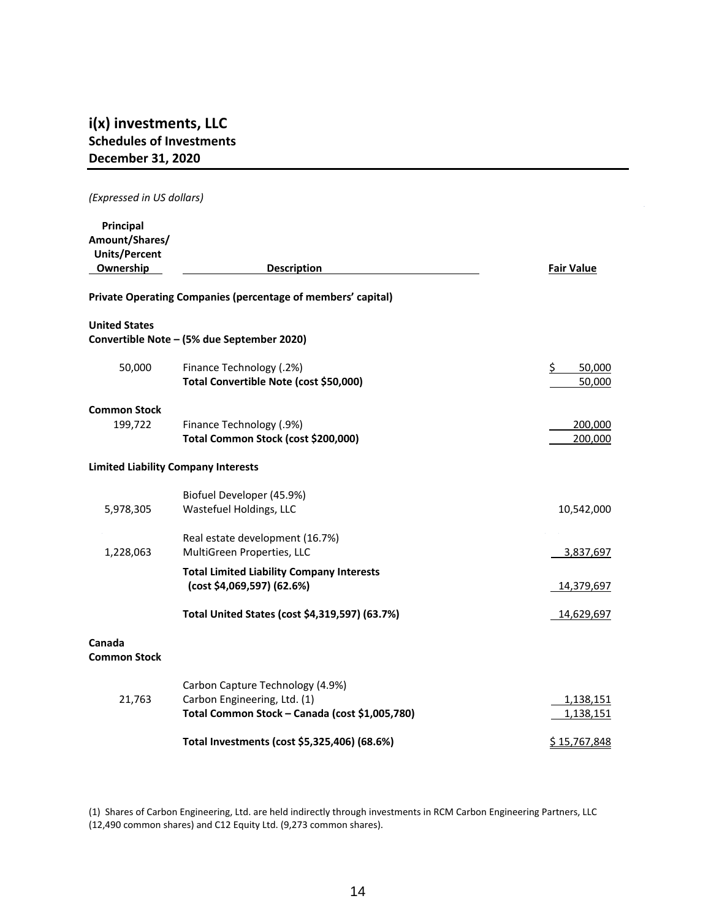## i(x) investments, LLC
### Schedules of Investments
### December 31, 2020

*(Expressed in US dollars)*

| Principal Amount/Shares/ Units/Percent Ownership | Description | Fair Value |
|---|---|---|
| | **Private Operating Companies (percentage of members' capital)** | |
| | | |
| **United States** | | |
| | **Convertible Note – (5% due September 2020)** | |
| 50,000 | Finance Technology (.2%) | $ 50,000 |
| | **Total Convertible Note (cost $50,000)** | 50,000 |
| | | |
| **Common Stock** | | |
| 199,722 | Finance Technology (.9%) | 200,000 |
| | **Total Common Stock (cost $200,000)** | 200,000 |
| | | |
| | **Limited Liability Company Interests** | |
| | Biofuel Developer (45.9%) | |
| 5,978,305 | Wastefuel Holdings, LLC | 10,542,000 |
| | Real estate development (16.7%) | |
| 1,228,063 | MultiGreen Properties, LLC | 3,837,697 |
| | **Total Limited Liability Company Interests (cost $4,069,597) (62.6%)** | 14,379,697 |
| | **Total United States (cost $4,319,597) (63.7%)** | 14,629,697 |
| | | |
| **Canada** | | |
| **Common Stock** | | |
| | Carbon Capture Technology (4.9%) | |
| 21,763 | Carbon Engineering, Ltd. (1) | 1,138,151 |
| | **Total Common Stock – Canada (cost $1,005,780)** | 1,138,151 |
| | **Total Investments (cost $5,325,406) (68.6%)** | $ 15,767,848 |

(1) Shares of Carbon Engineering, Ltd. are held indirectly through investments in RCM Carbon Engineering Partners, LLC (12,490 common shares) and C12 Equity Ltd. (9,273 common shares).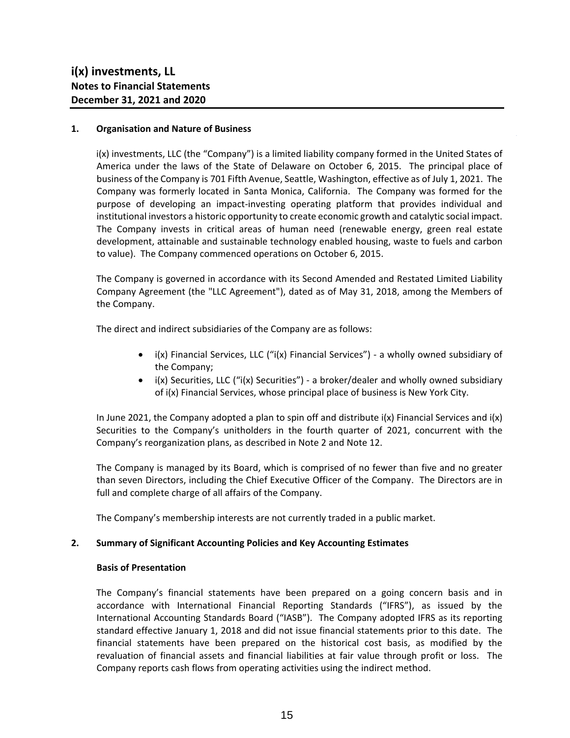# i(x) investments, LL
## Notes to Financial Statements
## December 31, 2021 and 2020

### 1. Organisation and Nature of Business

i(x) investments, LLC (the "Company") is a limited liability company formed in the United States of America under the laws of the State of Delaware on October 6, 2015. The principal place of business of the Company is 701 Fifth Avenue, Seattle, Washington, effective as of July 1, 2021. The Company was formerly located in Santa Monica, California. The Company was formed for the purpose of developing an impact-investing operating platform that provides individual and institutional investors a historic opportunity to create economic growth and catalytic social impact. The Company invests in critical areas of human need (renewable energy, green real estate development, attainable and sustainable technology enabled housing, waste to fuels and carbon to value). The Company commenced operations on October 6, 2015.

The Company is governed in accordance with its Second Amended and Restated Limited Liability Company Agreement (the "LLC Agreement"), dated as of May 31, 2018, among the Members of the Company.

The direct and indirect subsidiaries of the Company are as follows:

- i(x) Financial Services, LLC ("i(x) Financial Services") - a wholly owned subsidiary of the Company;
- i(x) Securities, LLC ("i(x) Securities") - a broker/dealer and wholly owned subsidiary of i(x) Financial Services, whose principal place of business is New York City.

In June 2021, the Company adopted a plan to spin off and distribute i(x) Financial Services and i(x) Securities to the Company's unitholders in the fourth quarter of 2021, concurrent with the Company's reorganization plans, as described in Note 2 and Note 12.

The Company is managed by its Board, which is comprised of no fewer than five and no greater than seven Directors, including the Chief Executive Officer of the Company. The Directors are in full and complete charge of all affairs of the Company.

The Company's membership interests are not currently traded in a public market.

### 2. Summary of Significant Accounting Policies and Key Accounting Estimates

#### Basis of Presentation

The Company's financial statements have been prepared on a going concern basis and in accordance with International Financial Reporting Standards ("IFRS"), as issued by the International Accounting Standards Board ("IASB"). The Company adopted IFRS as its reporting standard effective January 1, 2018 and did not issue financial statements prior to this date. The financial statements have been prepared on the historical cost basis, as modified by the revaluation of financial assets and financial liabilities at fair value through profit or loss. The Company reports cash flows from operating activities using the indirect method.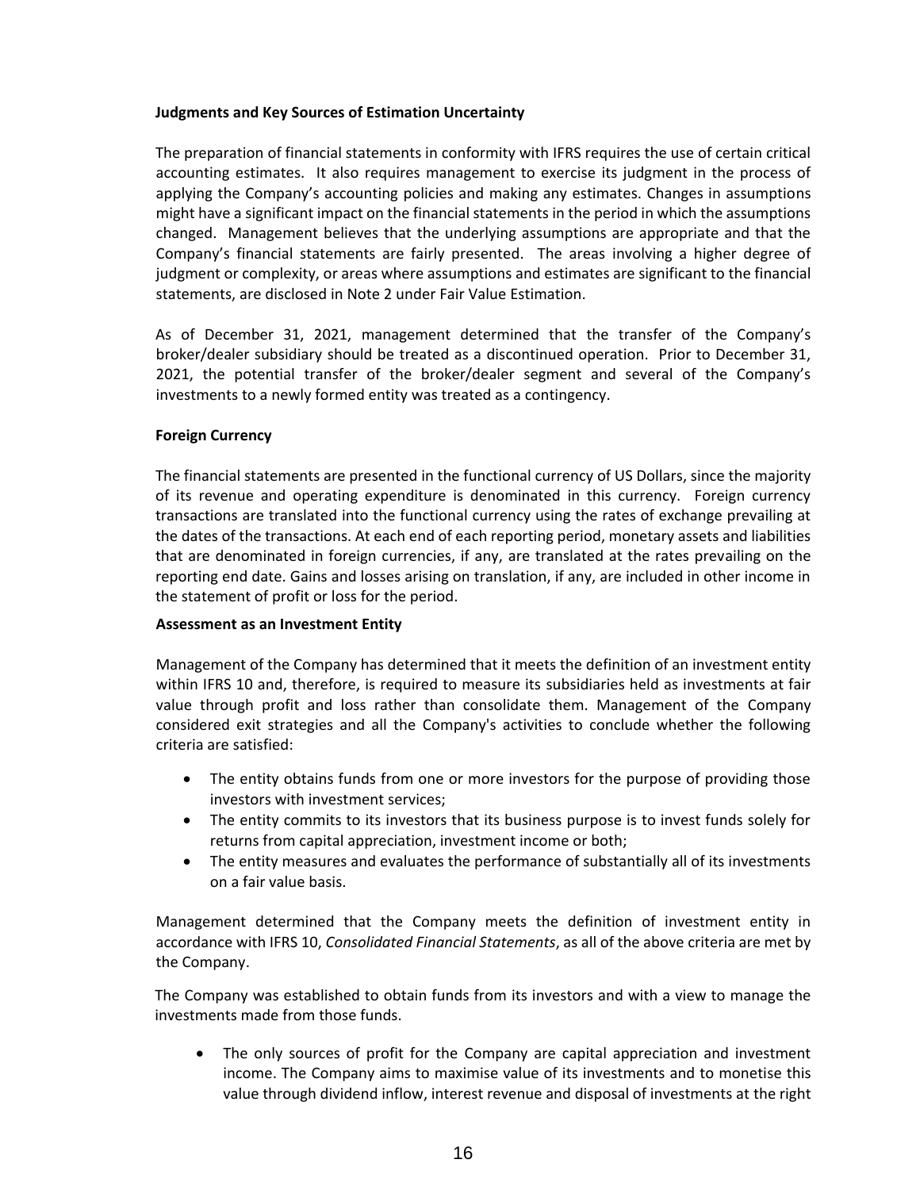**Judgments and Key Sources of Estimation Uncertainty**

The preparation of financial statements in conformity with IFRS requires the use of certain critical accounting estimates. It also requires management to exercise its judgment in the process of applying the Company's accounting policies and making any estimates. Changes in assumptions might have a significant impact on the financial statements in the period in which the assumptions changed. Management believes that the underlying assumptions are appropriate and that the Company's financial statements are fairly presented. The areas involving a higher degree of judgment or complexity, or areas where assumptions and estimates are significant to the financial statements, are disclosed in Note 2 under Fair Value Estimation.

As of December 31, 2021, management determined that the transfer of the Company's broker/dealer subsidiary should be treated as a discontinued operation. Prior to December 31, 2021, the potential transfer of the broker/dealer segment and several of the Company's investments to a newly formed entity was treated as a contingency.

**Foreign Currency**

The financial statements are presented in the functional currency of US Dollars, since the majority of its revenue and operating expenditure is denominated in this currency. Foreign currency transactions are translated into the functional currency using the rates of exchange prevailing at the dates of the transactions. At each end of each reporting period, monetary assets and liabilities that are denominated in foreign currencies, if any, are translated at the rates prevailing on the reporting end date. Gains and losses arising on translation, if any, are included in other income in the statement of profit or loss for the period.

**Assessment as an Investment Entity**

Management of the Company has determined that it meets the definition of an investment entity within IFRS 10 and, therefore, is required to measure its subsidiaries held as investments at fair value through profit and loss rather than consolidate them. Management of the Company considered exit strategies and all the Company's activities to conclude whether the following criteria are satisfied:

- The entity obtains funds from one or more investors for the purpose of providing those investors with investment services;
- The entity commits to its investors that its business purpose is to invest funds solely for returns from capital appreciation, investment income or both;
- The entity measures and evaluates the performance of substantially all of its investments on a fair value basis.

Management determined that the Company meets the definition of investment entity in accordance with IFRS 10, *Consolidated Financial Statements*, as all of the above criteria are met by the Company.

The Company was established to obtain funds from its investors and with a view to manage the investments made from those funds.

- The only sources of profit for the Company are capital appreciation and investment income. The Company aims to maximise value of its investments and to monetise this value through dividend inflow, interest revenue and disposal of investments at the right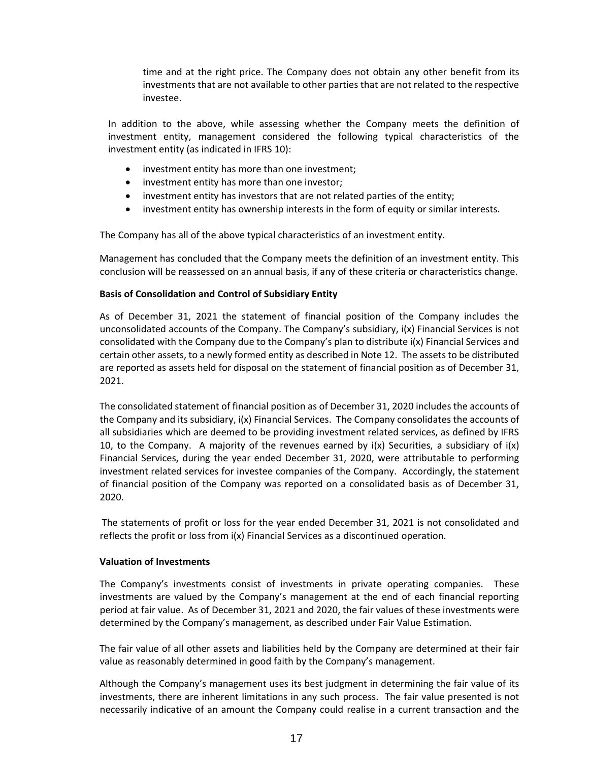time and at the right price. The Company does not obtain any other benefit from its investments that are not available to other parties that are not related to the respective investee.

In addition to the above, while assessing whether the Company meets the definition of investment entity, management considered the following typical characteristics of the investment entity (as indicated in IFRS 10):

- investment entity has more than one investment;
- investment entity has more than one investor;
- investment entity has investors that are not related parties of the entity;
- investment entity has ownership interests in the form of equity or similar interests.

The Company has all of the above typical characteristics of an investment entity.

Management has concluded that the Company meets the definition of an investment entity. This conclusion will be reassessed on an annual basis, if any of these criteria or characteristics change.

**Basis of Consolidation and Control of Subsidiary Entity**

As of December 31, 2021 the statement of financial position of the Company includes the unconsolidated accounts of the Company. The Company's subsidiary, i(x) Financial Services is not consolidated with the Company due to the Company's plan to distribute i(x) Financial Services and certain other assets, to a newly formed entity as described in Note 12. The assets to be distributed are reported as assets held for disposal on the statement of financial position as of December 31, 2021.

The consolidated statement of financial position as of December 31, 2020 includes the accounts of the Company and its subsidiary, i(x) Financial Services. The Company consolidates the accounts of all subsidiaries which are deemed to be providing investment related services, as defined by IFRS 10, to the Company. A majority of the revenues earned by i(x) Securities, a subsidiary of i(x) Financial Services, during the year ended December 31, 2020, were attributable to performing investment related services for investee companies of the Company. Accordingly, the statement of financial position of the Company was reported on a consolidated basis as of December 31, 2020.

The statements of profit or loss for the year ended December 31, 2021 is not consolidated and reflects the profit or loss from i(x) Financial Services as a discontinued operation.

**Valuation of Investments**

The Company's investments consist of investments in private operating companies. These investments are valued by the Company's management at the end of each financial reporting period at fair value. As of December 31, 2021 and 2020, the fair values of these investments were determined by the Company's management, as described under Fair Value Estimation.

The fair value of all other assets and liabilities held by the Company are determined at their fair value as reasonably determined in good faith by the Company's management.

Although the Company's management uses its best judgment in determining the fair value of its investments, there are inherent limitations in any such process. The fair value presented is not necessarily indicative of an amount the Company could realise in a current transaction and the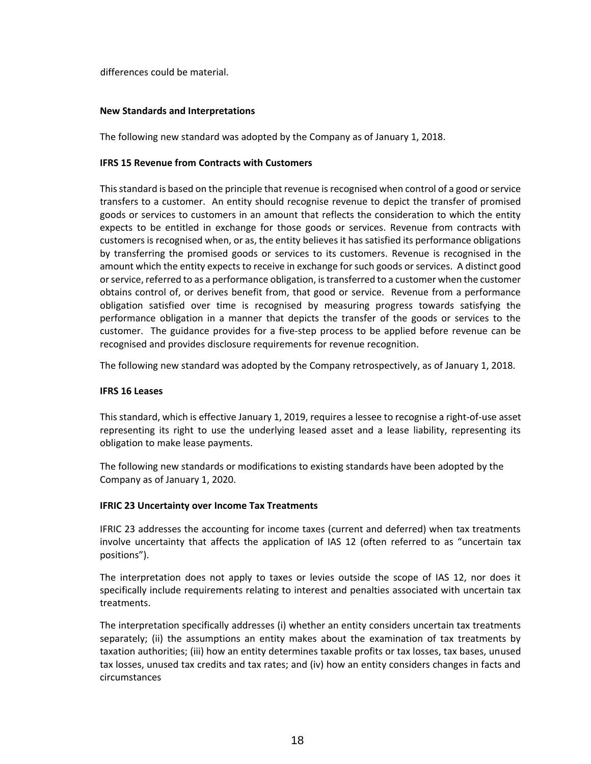differences could be material.

**New Standards and Interpretations**

The following new standard was adopted by the Company as of January 1, 2018.

**IFRS 15 Revenue from Contracts with Customers**

This standard is based on the principle that revenue is recognised when control of a good or service transfers to a customer. An entity should recognise revenue to depict the transfer of promised goods or services to customers in an amount that reflects the consideration to which the entity expects to be entitled in exchange for those goods or services. Revenue from contracts with customers is recognised when, or as, the entity believes it has satisfied its performance obligations by transferring the promised goods or services to its customers. Revenue is recognised in the amount which the entity expects to receive in exchange for such goods or services. A distinct good or service, referred to as a performance obligation, is transferred to a customer when the customer obtains control of, or derives benefit from, that good or service. Revenue from a performance obligation satisfied over time is recognised by measuring progress towards satisfying the performance obligation in a manner that depicts the transfer of the goods or services to the customer. The guidance provides for a five-step process to be applied before revenue can be recognised and provides disclosure requirements for revenue recognition.

The following new standard was adopted by the Company retrospectively, as of January 1, 2018.

**IFRS 16 Leases**

This standard, which is effective January 1, 2019, requires a lessee to recognise a right-of-use asset representing its right to use the underlying leased asset and a lease liability, representing its obligation to make lease payments.

The following new standards or modifications to existing standards have been adopted by the Company as of January 1, 2020.

**IFRIC 23 Uncertainty over Income Tax Treatments**

IFRIC 23 addresses the accounting for income taxes (current and deferred) when tax treatments involve uncertainty that affects the application of IAS 12 (often referred to as "uncertain tax positions").

The interpretation does not apply to taxes or levies outside the scope of IAS 12, nor does it specifically include requirements relating to interest and penalties associated with uncertain tax treatments.

The interpretation specifically addresses (i) whether an entity considers uncertain tax treatments separately; (ii) the assumptions an entity makes about the examination of tax treatments by taxation authorities; (iii) how an entity determines taxable profits or tax losses, tax bases, unused tax losses, unused tax credits and tax rates; and (iv) how an entity considers changes in facts and circumstances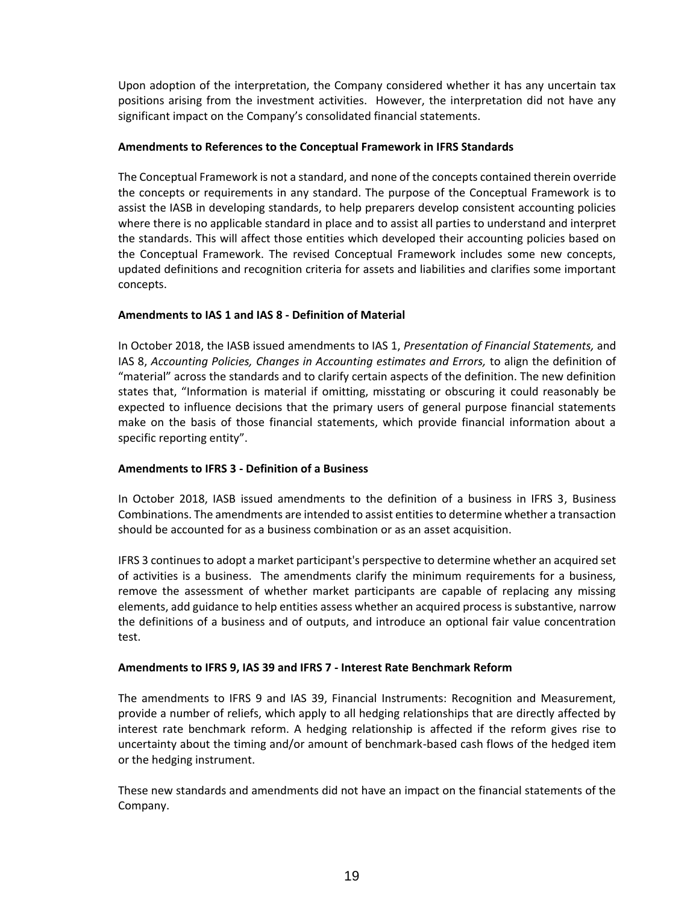Upon adoption of the interpretation, the Company considered whether it has any uncertain tax positions arising from the investment activities. However, the interpretation did not have any significant impact on the Company's consolidated financial statements.

**Amendments to References to the Conceptual Framework in IFRS Standards**

The Conceptual Framework is not a standard, and none of the concepts contained therein override the concepts or requirements in any standard. The purpose of the Conceptual Framework is to assist the IASB in developing standards, to help preparers develop consistent accounting policies where there is no applicable standard in place and to assist all parties to understand and interpret the standards. This will affect those entities which developed their accounting policies based on the Conceptual Framework. The revised Conceptual Framework includes some new concepts, updated definitions and recognition criteria for assets and liabilities and clarifies some important concepts.

**Amendments to IAS 1 and IAS 8 - Definition of Material**

In October 2018, the IASB issued amendments to IAS 1, *Presentation of Financial Statements,* and IAS 8, *Accounting Policies, Changes in Accounting estimates and Errors,* to align the definition of "material" across the standards and to clarify certain aspects of the definition. The new definition states that, "Information is material if omitting, misstating or obscuring it could reasonably be expected to influence decisions that the primary users of general purpose financial statements make on the basis of those financial statements, which provide financial information about a specific reporting entity".

**Amendments to IFRS 3 - Definition of a Business**

In October 2018, IASB issued amendments to the definition of a business in IFRS 3, Business Combinations. The amendments are intended to assist entities to determine whether a transaction should be accounted for as a business combination or as an asset acquisition.

IFRS 3 continues to adopt a market participant's perspective to determine whether an acquired set of activities is a business. The amendments clarify the minimum requirements for a business, remove the assessment of whether market participants are capable of replacing any missing elements, add guidance to help entities assess whether an acquired process is substantive, narrow the definitions of a business and of outputs, and introduce an optional fair value concentration test.

**Amendments to IFRS 9, IAS 39 and IFRS 7 - Interest Rate Benchmark Reform**

The amendments to IFRS 9 and IAS 39, Financial Instruments: Recognition and Measurement, provide a number of reliefs, which apply to all hedging relationships that are directly affected by interest rate benchmark reform. A hedging relationship is affected if the reform gives rise to uncertainty about the timing and/or amount of benchmark-based cash flows of the hedged item or the hedging instrument.

These new standards and amendments did not have an impact on the financial statements of the Company.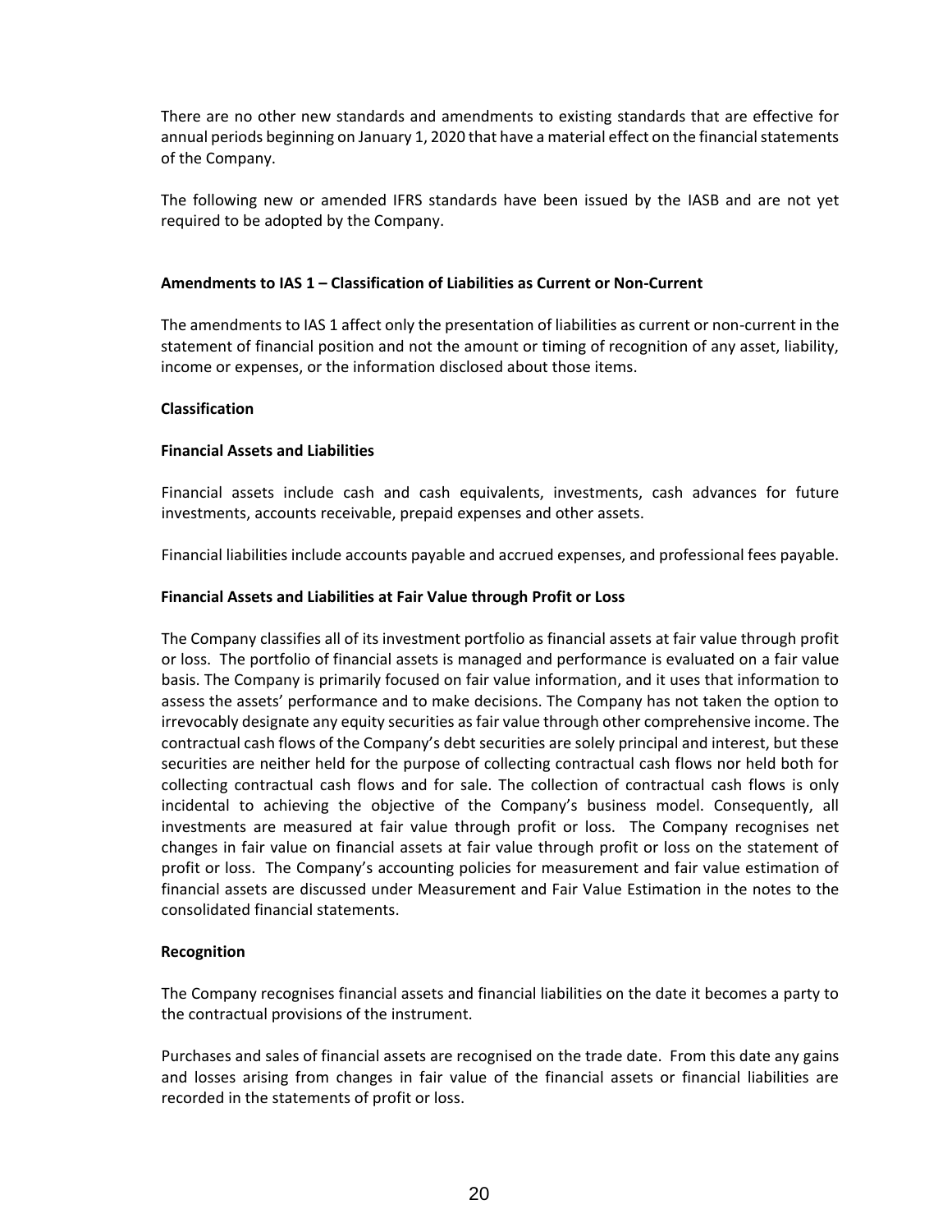There are no other new standards and amendments to existing standards that are effective for annual periods beginning on January 1, 2020 that have a material effect on the financial statements of the Company.

The following new or amended IFRS standards have been issued by the IASB and are not yet required to be adopted by the Company.

**Amendments to IAS 1 – Classification of Liabilities as Current or Non-Current**

The amendments to IAS 1 affect only the presentation of liabilities as current or non-current in the statement of financial position and not the amount or timing of recognition of any asset, liability, income or expenses, or the information disclosed about those items.

**Classification**

**Financial Assets and Liabilities**

Financial assets include cash and cash equivalents, investments, cash advances for future investments, accounts receivable, prepaid expenses and other assets.

Financial liabilities include accounts payable and accrued expenses, and professional fees payable.

**Financial Assets and Liabilities at Fair Value through Profit or Loss**

The Company classifies all of its investment portfolio as financial assets at fair value through profit or loss. The portfolio of financial assets is managed and performance is evaluated on a fair value basis. The Company is primarily focused on fair value information, and it uses that information to assess the assets' performance and to make decisions. The Company has not taken the option to irrevocably designate any equity securities as fair value through other comprehensive income. The contractual cash flows of the Company's debt securities are solely principal and interest, but these securities are neither held for the purpose of collecting contractual cash flows nor held both for collecting contractual cash flows and for sale. The collection of contractual cash flows is only incidental to achieving the objective of the Company's business model. Consequently, all investments are measured at fair value through profit or loss. The Company recognises net changes in fair value on financial assets at fair value through profit or loss on the statement of profit or loss. The Company's accounting policies for measurement and fair value estimation of financial assets are discussed under Measurement and Fair Value Estimation in the notes to the consolidated financial statements.

**Recognition**

The Company recognises financial assets and financial liabilities on the date it becomes a party to the contractual provisions of the instrument.

Purchases and sales of financial assets are recognised on the trade date. From this date any gains and losses arising from changes in fair value of the financial assets or financial liabilities are recorded in the statements of profit or loss.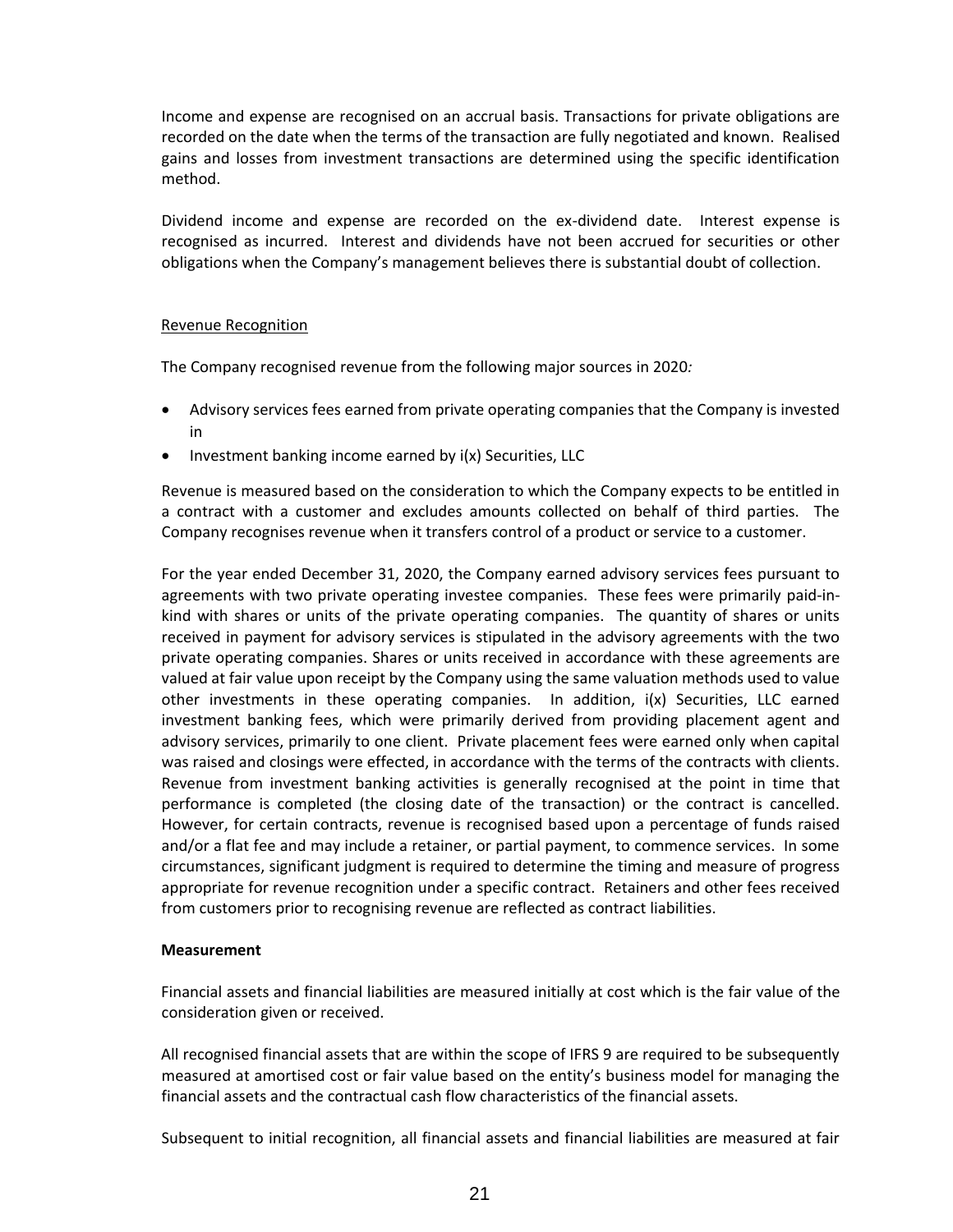Income and expense are recognised on an accrual basis. Transactions for private obligations are recorded on the date when the terms of the transaction are fully negotiated and known. Realised gains and losses from investment transactions are determined using the specific identification method.

Dividend income and expense are recorded on the ex-dividend date. Interest expense is recognised as incurred. Interest and dividends have not been accrued for securities or other obligations when the Company's management believes there is substantial doubt of collection.

Revenue Recognition

The Company recognised revenue from the following major sources in 2020*:*

- Advisory services fees earned from private operating companies that the Company is invested in
- Investment banking income earned by i(x) Securities, LLC

Revenue is measured based on the consideration to which the Company expects to be entitled in a contract with a customer and excludes amounts collected on behalf of third parties. The Company recognises revenue when it transfers control of a product or service to a customer.

For the year ended December 31, 2020, the Company earned advisory services fees pursuant to agreements with two private operating investee companies. These fees were primarily paid-in-kind with shares or units of the private operating companies. The quantity of shares or units received in payment for advisory services is stipulated in the advisory agreements with the two private operating companies. Shares or units received in accordance with these agreements are valued at fair value upon receipt by the Company using the same valuation methods used to value other investments in these operating companies. In addition, i(x) Securities, LLC earned investment banking fees, which were primarily derived from providing placement agent and advisory services, primarily to one client. Private placement fees were earned only when capital was raised and closings were effected, in accordance with the terms of the contracts with clients. Revenue from investment banking activities is generally recognised at the point in time that performance is completed (the closing date of the transaction) or the contract is cancelled. However, for certain contracts, revenue is recognised based upon a percentage of funds raised and/or a flat fee and may include a retainer, or partial payment, to commence services. In some circumstances, significant judgment is required to determine the timing and measure of progress appropriate for revenue recognition under a specific contract. Retainers and other fees received from customers prior to recognising revenue are reflected as contract liabilities.

**Measurement**

Financial assets and financial liabilities are measured initially at cost which is the fair value of the consideration given or received.

All recognised financial assets that are within the scope of IFRS 9 are required to be subsequently measured at amortised cost or fair value based on the entity's business model for managing the financial assets and the contractual cash flow characteristics of the financial assets.

Subsequent to initial recognition, all financial assets and financial liabilities are measured at fair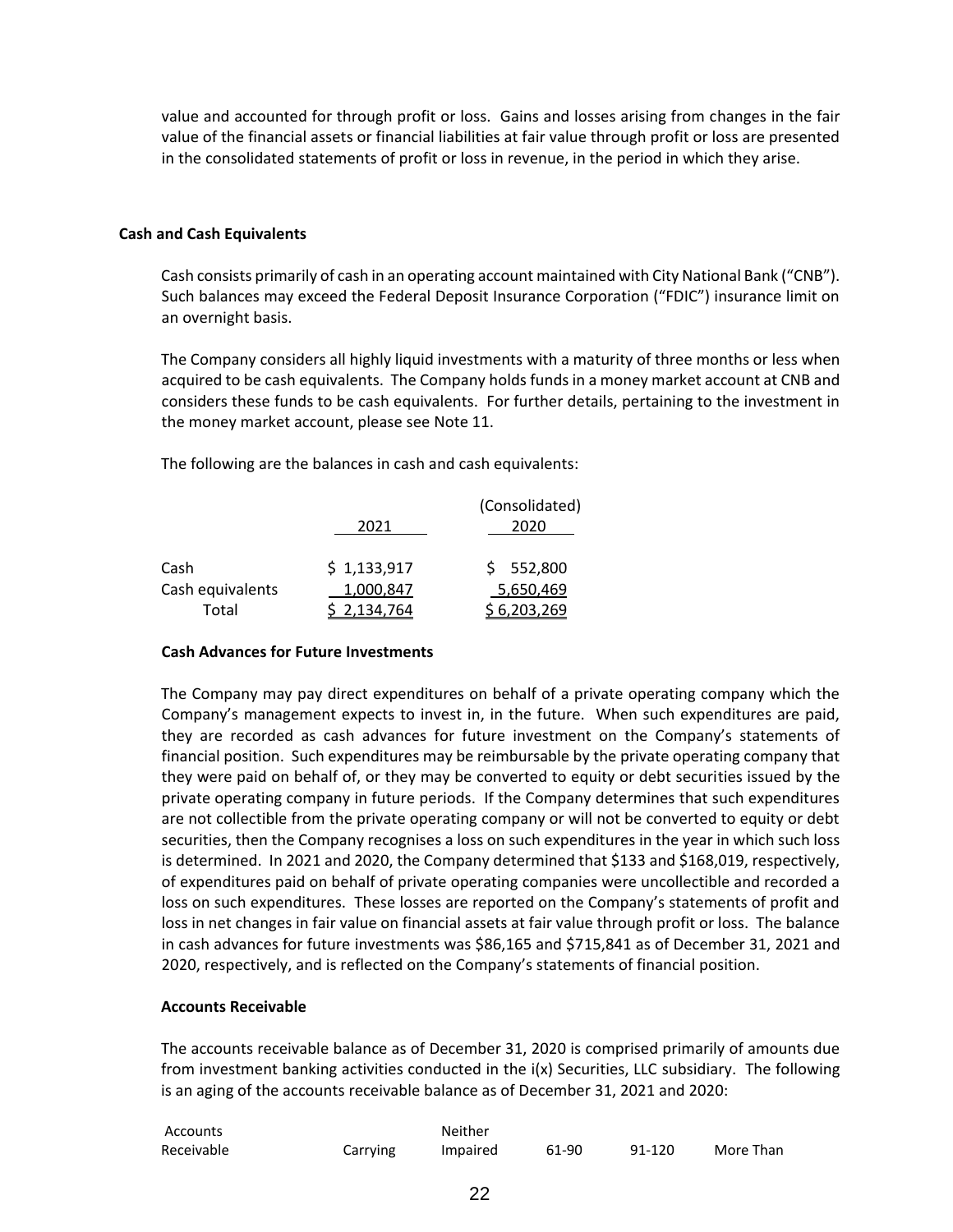value and accounted for through profit or loss. Gains and losses arising from changes in the fair value of the financial assets or financial liabilities at fair value through profit or loss are presented in the consolidated statements of profit or loss in revenue, in the period in which they arise.

**Cash and Cash Equivalents**

Cash consists primarily of cash in an operating account maintained with City National Bank ("CNB"). Such balances may exceed the Federal Deposit Insurance Corporation ("FDIC") insurance limit on an overnight basis.

The Company considers all highly liquid investments with a maturity of three months or less when acquired to be cash equivalents. The Company holds funds in a money market account at CNB and considers these funds to be cash equivalents. For further details, pertaining to the investment in the money market account, please see Note 11.

The following are the balances in cash and cash equivalents:

| | 2021 | (Consolidated) 2020 |
|---|---|---|
| Cash | $ 1,133,917 | $ 552,800 |
| Cash equivalents | 1,000,847 | 5,650,469 |
| Total | $ 2,134,764 | $ 6,203,269 |

**Cash Advances for Future Investments**

The Company may pay direct expenditures on behalf of a private operating company which the Company's management expects to invest in, in the future. When such expenditures are paid, they are recorded as cash advances for future investment on the Company's statements of financial position. Such expenditures may be reimbursable by the private operating company that they were paid on behalf of, or they may be converted to equity or debt securities issued by the private operating company in future periods. If the Company determines that such expenditures are not collectible from the private operating company or will not be converted to equity or debt securities, then the Company recognises a loss on such expenditures in the year in which such loss is determined. In 2021 and 2020, the Company determined that $133 and $168,019, respectively, of expenditures paid on behalf of private operating companies were uncollectible and recorded a loss on such expenditures. These losses are reported on the Company's statements of profit and loss in net changes in fair value on financial assets at fair value through profit or loss. The balance in cash advances for future investments was $86,165 and $715,841 as of December 31, 2021 and 2020, respectively, and is reflected on the Company's statements of financial position.

**Accounts Receivable**

The accounts receivable balance as of December 31, 2020 is comprised primarily of amounts due from investment banking activities conducted in the i(x) Securities, LLC subsidiary. The following is an aging of the accounts receivable balance as of December 31, 2021 and 2020:

| Accounts Receivable | Carrying | Neither Impaired | 61-90 | 91-120 | More Than |
|---|---|---|---|---|---|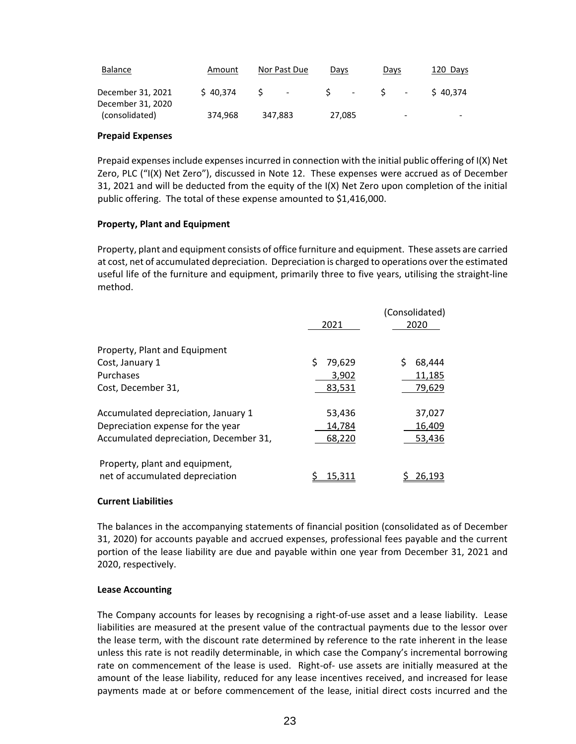| Balance | Amount | Nor Past Due | Days | Days | 120 Days |
|---|---|---|---|---|---|
| December 31, 2021 | $ 40,374 | $ - | $ - | $ - | $ 40,374 |
| December 31, 2020 (consolidated) | 374,968 | 347,883 | 27,085 | - | - |

**Prepaid Expenses**

Prepaid expenses include expenses incurred in connection with the initial public offering of I(X) Net Zero, PLC ("I(X) Net Zero"), discussed in Note 12. These expenses were accrued as of December 31, 2021 and will be deducted from the equity of the I(X) Net Zero upon completion of the initial public offering. The total of these expense amounted to $1,416,000.

**Property, Plant and Equipment**

Property, plant and equipment consists of office furniture and equipment. These assets are carried at cost, net of accumulated depreciation. Depreciation is charged to operations over the estimated useful life of the furniture and equipment, primarily three to five years, utilising the straight-line method.

| | 2021 | (Consolidated) 2020 |
|---|---|---|
| Property, Plant and Equipment | | |
| Cost, January 1 | $ 79,629 | $ 68,444 |
| Purchases | 3,902 | 11,185 |
| Cost, December 31, | 83,531 | 79,629 |
| | | |
| Accumulated depreciation, January 1 | 53,436 | 37,027 |
| Depreciation expense for the year | 14,784 | 16,409 |
| Accumulated depreciation, December 31, | 68,220 | 53,436 |
| | | |
| Property, plant and equipment, net of accumulated depreciation | $ 15,311 | $ 26,193 |

**Current Liabilities**

The balances in the accompanying statements of financial position (consolidated as of December 31, 2020) for accounts payable and accrued expenses, professional fees payable and the current portion of the lease liability are due and payable within one year from December 31, 2021 and 2020, respectively.

**Lease Accounting**

The Company accounts for leases by recognising a right-of-use asset and a lease liability. Lease liabilities are measured at the present value of the contractual payments due to the lessor over the lease term, with the discount rate determined by reference to the rate inherent in the lease unless this rate is not readily determinable, in which case the Company's incremental borrowing rate on commencement of the lease is used. Right-of- use assets are initially measured at the amount of the lease liability, reduced for any lease incentives received, and increased for lease payments made at or before commencement of the lease, initial direct costs incurred and the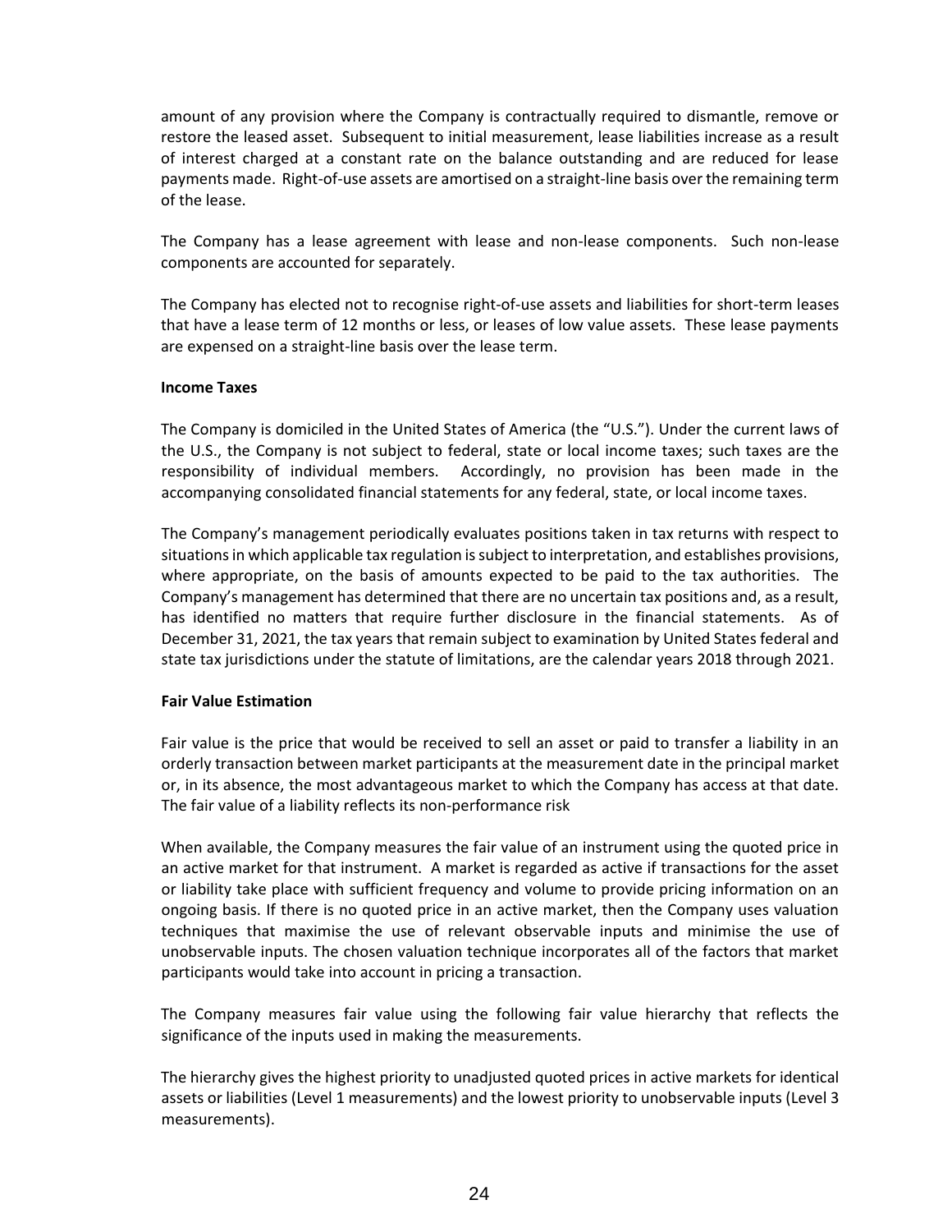amount of any provision where the Company is contractually required to dismantle, remove or restore the leased asset. Subsequent to initial measurement, lease liabilities increase as a result of interest charged at a constant rate on the balance outstanding and are reduced for lease payments made. Right-of-use assets are amortised on a straight-line basis over the remaining term of the lease.

The Company has a lease agreement with lease and non-lease components. Such non-lease components are accounted for separately.

The Company has elected not to recognise right-of-use assets and liabilities for short-term leases that have a lease term of 12 months or less, or leases of low value assets. These lease payments are expensed on a straight-line basis over the lease term.

**Income Taxes**

The Company is domiciled in the United States of America (the "U.S."). Under the current laws of the U.S., the Company is not subject to federal, state or local income taxes; such taxes are the responsibility of individual members. Accordingly, no provision has been made in the accompanying consolidated financial statements for any federal, state, or local income taxes.

The Company's management periodically evaluates positions taken in tax returns with respect to situations in which applicable tax regulation is subject to interpretation, and establishes provisions, where appropriate, on the basis of amounts expected to be paid to the tax authorities. The Company's management has determined that there are no uncertain tax positions and, as a result, has identified no matters that require further disclosure in the financial statements. As of December 31, 2021, the tax years that remain subject to examination by United States federal and state tax jurisdictions under the statute of limitations, are the calendar years 2018 through 2021.

**Fair Value Estimation**

Fair value is the price that would be received to sell an asset or paid to transfer a liability in an orderly transaction between market participants at the measurement date in the principal market or, in its absence, the most advantageous market to which the Company has access at that date. The fair value of a liability reflects its non-performance risk

When available, the Company measures the fair value of an instrument using the quoted price in an active market for that instrument. A market is regarded as active if transactions for the asset or liability take place with sufficient frequency and volume to provide pricing information on an ongoing basis. If there is no quoted price in an active market, then the Company uses valuation techniques that maximise the use of relevant observable inputs and minimise the use of unobservable inputs. The chosen valuation technique incorporates all of the factors that market participants would take into account in pricing a transaction.

The Company measures fair value using the following fair value hierarchy that reflects the significance of the inputs used in making the measurements.

The hierarchy gives the highest priority to unadjusted quoted prices in active markets for identical assets or liabilities (Level 1 measurements) and the lowest priority to unobservable inputs (Level 3 measurements).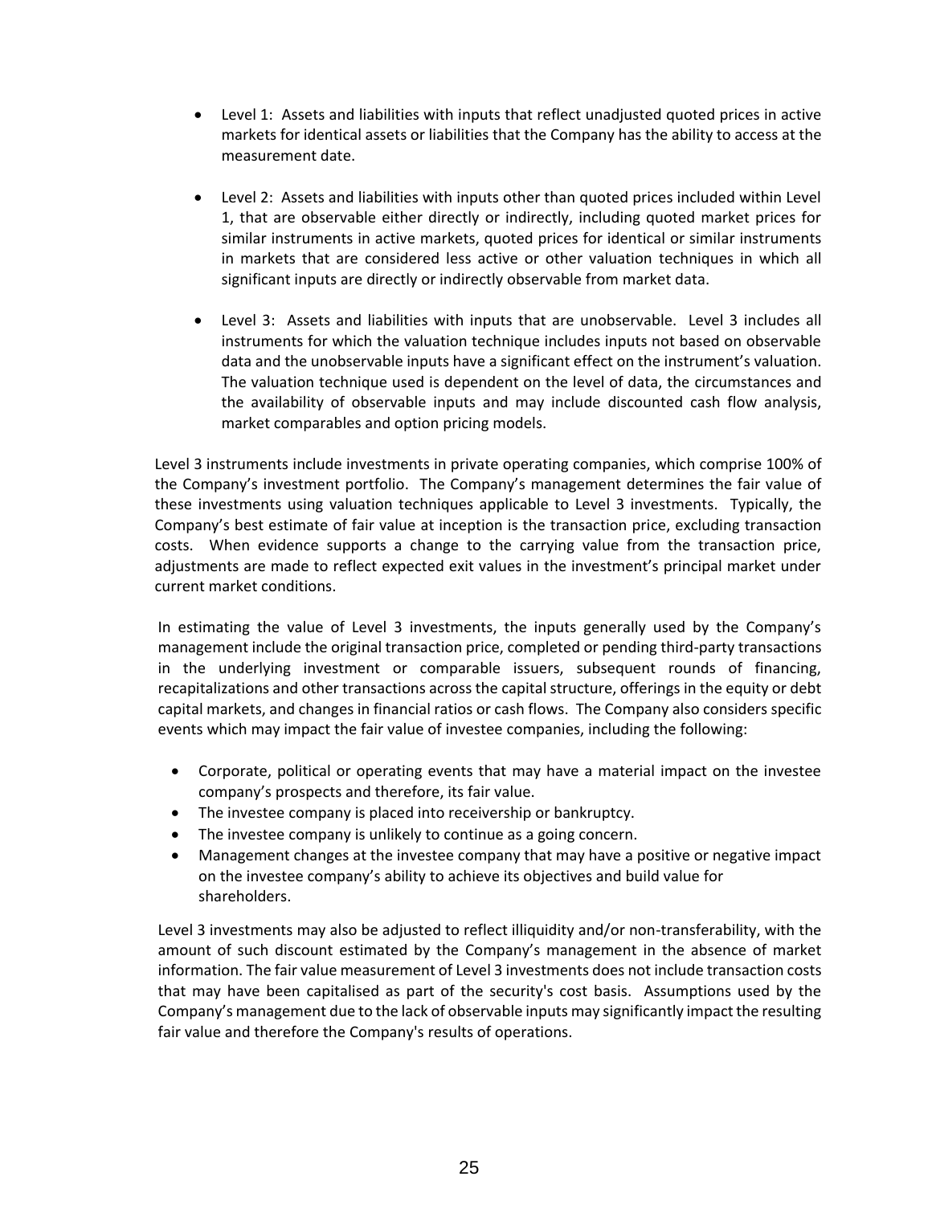- Level 1: Assets and liabilities with inputs that reflect unadjusted quoted prices in active markets for identical assets or liabilities that the Company has the ability to access at the measurement date.

- Level 2: Assets and liabilities with inputs other than quoted prices included within Level 1, that are observable either directly or indirectly, including quoted market prices for similar instruments in active markets, quoted prices for identical or similar instruments in markets that are considered less active or other valuation techniques in which all significant inputs are directly or indirectly observable from market data.

- Level 3: Assets and liabilities with inputs that are unobservable. Level 3 includes all instruments for which the valuation technique includes inputs not based on observable data and the unobservable inputs have a significant effect on the instrument's valuation. The valuation technique used is dependent on the level of data, the circumstances and the availability of observable inputs and may include discounted cash flow analysis, market comparables and option pricing models.

Level 3 instruments include investments in private operating companies, which comprise 100% of the Company's investment portfolio. The Company's management determines the fair value of these investments using valuation techniques applicable to Level 3 investments. Typically, the Company's best estimate of fair value at inception is the transaction price, excluding transaction costs. When evidence supports a change to the carrying value from the transaction price, adjustments are made to reflect expected exit values in the investment's principal market under current market conditions.

In estimating the value of Level 3 investments, the inputs generally used by the Company's management include the original transaction price, completed or pending third-party transactions in the underlying investment or comparable issuers, subsequent rounds of financing, recapitalizations and other transactions across the capital structure, offerings in the equity or debt capital markets, and changes in financial ratios or cash flows. The Company also considers specific events which may impact the fair value of investee companies, including the following:

- Corporate, political or operating events that may have a material impact on the investee company's prospects and therefore, its fair value.
- The investee company is placed into receivership or bankruptcy.
- The investee company is unlikely to continue as a going concern.
- Management changes at the investee company that may have a positive or negative impact on the investee company's ability to achieve its objectives and build value for shareholders.

Level 3 investments may also be adjusted to reflect illiquidity and/or non-transferability, with the amount of such discount estimated by the Company's management in the absence of market information. The fair value measurement of Level 3 investments does not include transaction costs that may have been capitalised as part of the security's cost basis. Assumptions used by the Company's management due to the lack of observable inputs may significantly impact the resulting fair value and therefore the Company's results of operations.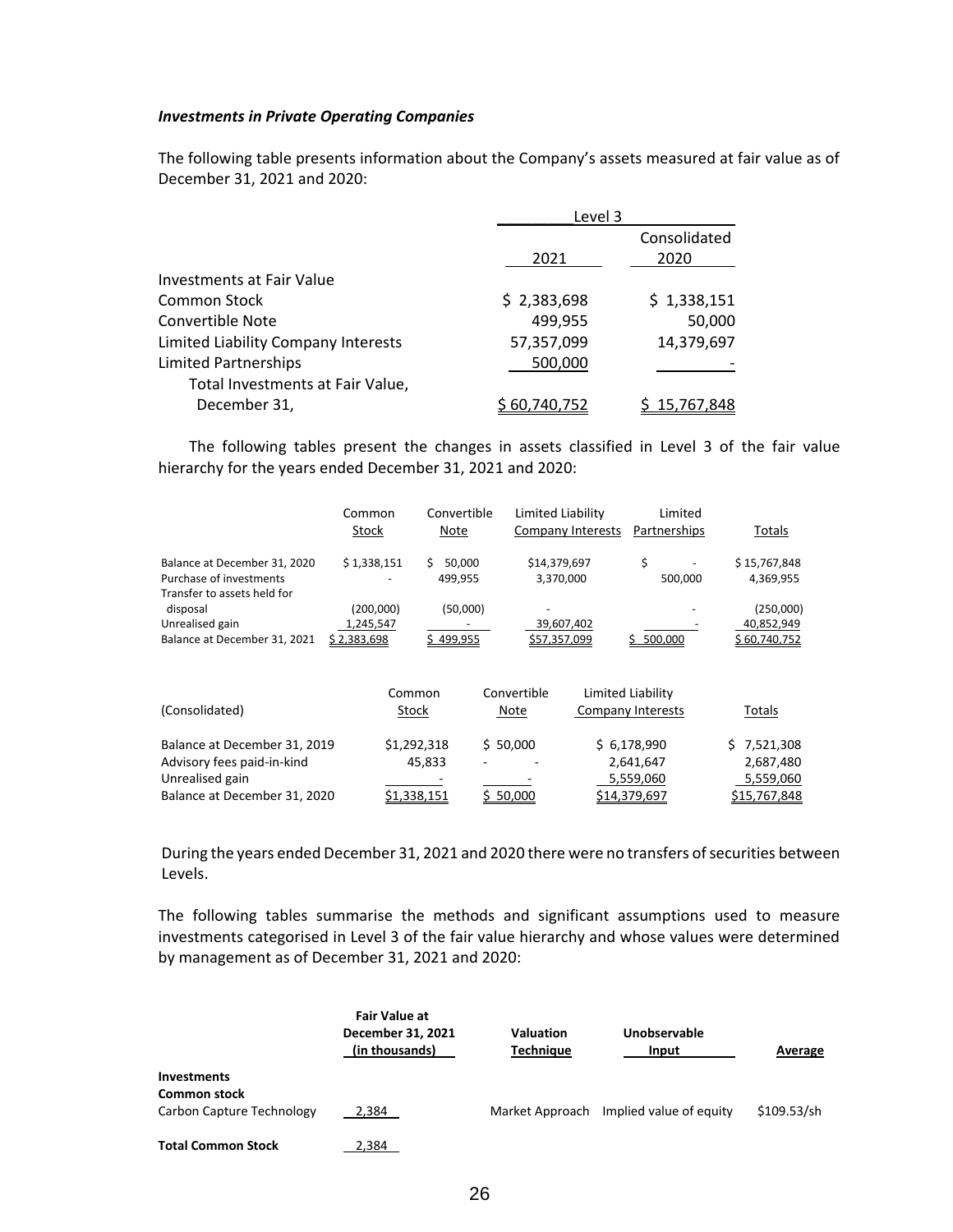***Investments in Private Operating Companies***

The following table presents information about the Company's assets measured at fair value as of December 31, 2021 and 2020:

| | Level 3 | |
|---|---|---|
| | 2021 | Consolidated 2020 |
| Investments at Fair Value | | |
| Common Stock | $ 2,383,698 | $ 1,338,151 |
| Convertible Note | 499,955 | 50,000 |
| Limited Liability Company Interests | 57,357,099 | 14,379,697 |
| Limited Partnerships | 500,000 | - |
| Total Investments at Fair Value, December 31, | $ 60,740,752 | $ 15,767,848 |

The following tables present the changes in assets classified in Level 3 of the fair value hierarchy for the years ended December 31, 2021 and 2020:

| | Common Stock | Convertible Note | Limited Liability Company Interests | Limited Partnerships | Totals |
|---|---|---|---|---|---|
| Balance at December 31, 2020 | $ 1,338,151 | $ 50,000 | $14,379,697 | $ - | $ 15,767,848 |
| Purchase of investments | - | 499,955 | 3,370,000 | 500,000 | 4,369,955 |
| Transfer to assets held for disposal | (200,000) | (50,000) | - | - | (250,000) |
| Unrealised gain | 1,245,547 | - | 39,607,402 | - | 40,852,949 |
| Balance at December 31, 2021 | $ 2,383,698 | $ 499,955 | $57,357,099 | $ 500,000 | $ 60,740,752 |

| (Consolidated) | Common Stock | Convertible Note | Limited Liability Company Interests | Totals |
|---|---|---|---|---|
| Balance at December 31, 2019 | $1,292,318 | $ 50,000 | $ 6,178,990 | $ 7,521,308 |
| Advisory fees paid-in-kind | 45,833 | - | 2,641,647 | 2,687,480 |
| Unrealised gain | - | - | 5,559,060 | 5,559,060 |
| Balance at December 31, 2020 | $1,338,151 | $ 50,000 | $14,379,697 | $15,767,848 |

During the years ended December 31, 2021 and 2020 there were no transfers of securities between Levels.

The following tables summarise the methods and significant assumptions used to measure investments categorised in Level 3 of the fair value hierarchy and whose values were determined by management as of December 31, 2021 and 2020:

| | Fair Value at December 31, 2021 (in thousands) | Valuation Technique | Unobservable Input | Average |
|---|---|---|---|---|
| **Investments** | | | | |
| **Common stock** | | | | |
| Carbon Capture Technology | 2,384 | Market Approach | Implied value of equity | $109.53/sh |
| **Total Common Stock** | 2,384 | | | |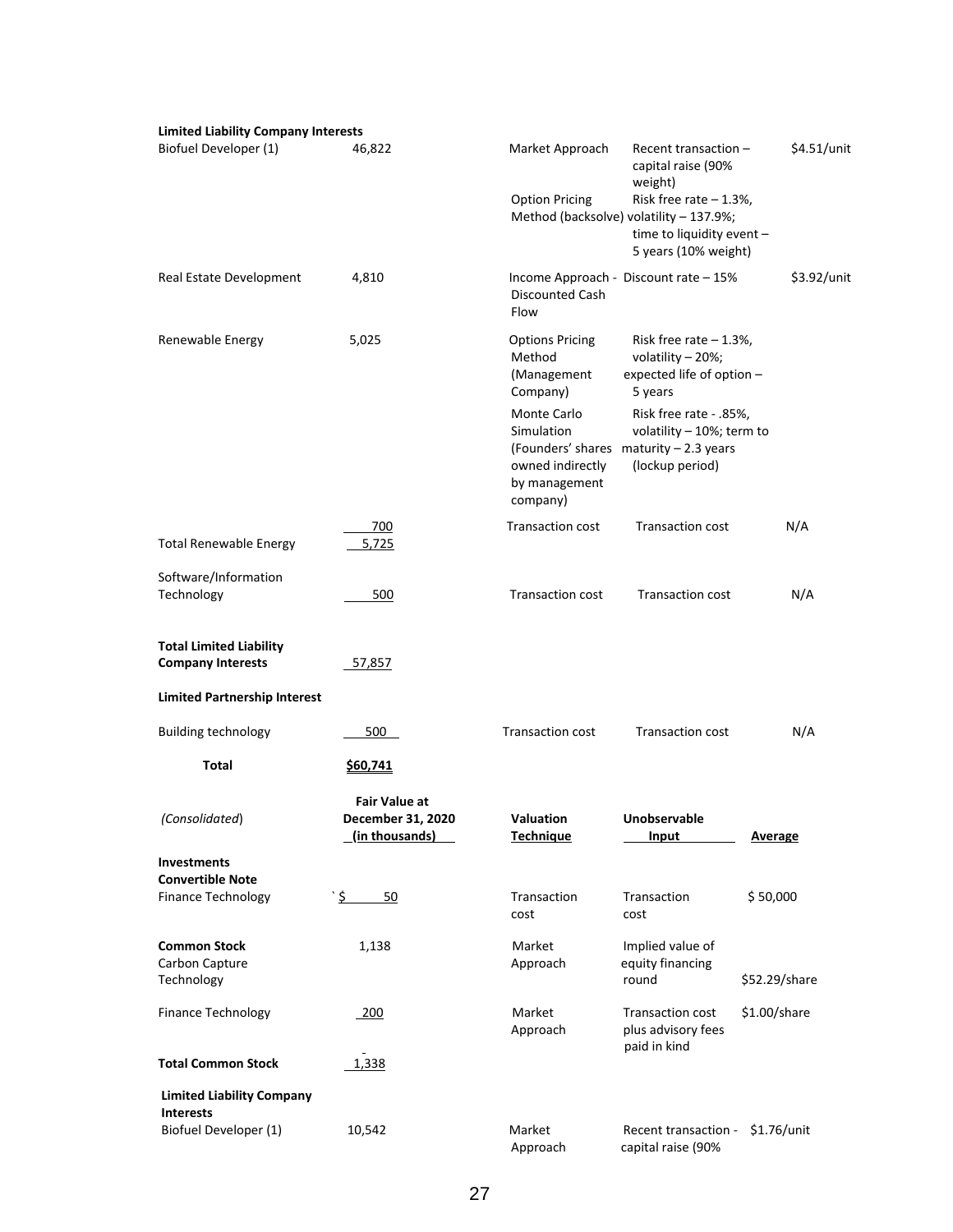| | | | | |
|---|---|---|---|---|
| **Limited Liability Company Interests** | | | | |
| Biofuel Developer (1) | 46,822 | Market Approach | Recent transaction – capital raise (90% weight) | $4.51/unit |
| | | Option Pricing Method (backsolve) | Risk free rate – 1.3%, volatility – 137.9%; time to liquidity event – 5 years (10% weight) | |
| Real Estate Development | 4,810 | Income Approach - Discounted Cash Flow | Discount rate – 15% | $3.92/unit |
| Renewable Energy | 5,025 | Options Pricing Method (Management Company) | Risk free rate – 1.3%, volatility – 20%; expected life of option – 5 years | |
| | | Monte Carlo Simulation (Founders' shares owned indirectly by management company) | Risk free rate - .85%, volatility – 10%; term to maturity – 2.3 years (lockup period) | |
| | 700 | Transaction cost | Transaction cost | N/A |
| Total Renewable Energy | 5,725 | | | |
| Software/Information Technology | 500 | Transaction cost | Transaction cost | N/A |
| **Total Limited Liability Company Interests** | 57,857 | | | |
| **Limited Partnership Interest** | | | | |
| Building technology | 500 | Transaction cost | Transaction cost | N/A |
| **Total** | **$60,741** | | | |

| *(Consolidated*) | **Fair Value at December 31, 2020 (in thousands)** | **Valuation Technique** | **Unobservable Input** | **Average** |
|---|---|---|---|---|
| **Investments** | | | | |
| **Convertible Note** | | | | |
| Finance Technology | $ 50 | Transaction cost | Transaction cost | $ 50,000 |
| **Common Stock** | 1,138 | Market Approach | Implied value of equity financing round | $52.29/share |
| Carbon Capture Technology | | | | |
| Finance Technology | 200 | Market Approach | Transaction cost plus advisory fees paid in kind | $1.00/share |
| **Total Common Stock** | 1,338 | | | |
| **Limited Liability Company Interests** | | | | |
| Biofuel Developer (1) | 10,542 | Market Approach | Recent transaction - capital raise (90% | $1.76/unit |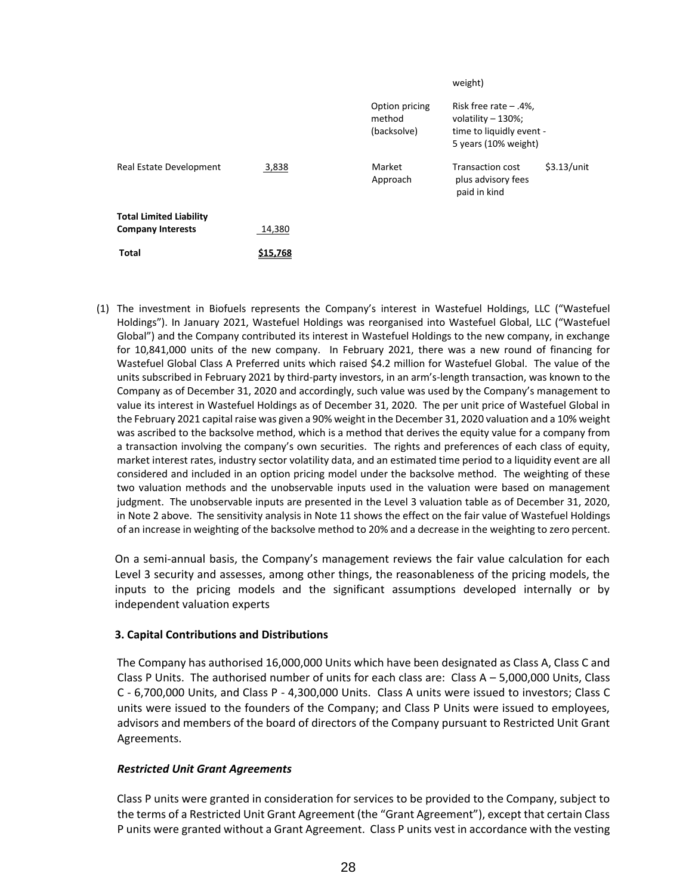| | | | | |
|---|---|---|---|---|
| | | | weight) | |
| | | Option pricing method (backsolve) | Risk free rate – .4%, volatility – 130%; time to liquidly event - 5 years (10% weight) | |
| Real Estate Development | 3,838 | Market Approach | Transaction cost plus advisory fees paid in kind | $3.13/unit |
| **Total Limited Liability Company Interests** | 14,380 | | | |
| **Total** | **$15,768** | | | |

(1) The investment in Biofuels represents the Company's interest in Wastefuel Holdings, LLC ("Wastefuel Holdings"). In January 2021, Wastefuel Holdings was reorganised into Wastefuel Global, LLC ("Wastefuel Global") and the Company contributed its interest in Wastefuel Holdings to the new company, in exchange for 10,841,000 units of the new company. In February 2021, there was a new round of financing for Wastefuel Global Class A Preferred units which raised $4.2 million for Wastefuel Global. The value of the units subscribed in February 2021 by third-party investors, in an arm's-length transaction, was known to the Company as of December 31, 2020 and accordingly, such value was used by the Company's management to value its interest in Wastefuel Holdings as of December 31, 2020. The per unit price of Wastefuel Global in the February 2021 capital raise was given a 90% weight in the December 31, 2020 valuation and a 10% weight was ascribed to the backsolve method, which is a method that derives the equity value for a company from a transaction involving the company's own securities. The rights and preferences of each class of equity, market interest rates, industry sector volatility data, and an estimated time period to a liquidity event are all considered and included in an option pricing model under the backsolve method. The weighting of these two valuation methods and the unobservable inputs used in the valuation were based on management judgment. The unobservable inputs are presented in the Level 3 valuation table as of December 31, 2020, in Note 2 above. The sensitivity analysis in Note 11 shows the effect on the fair value of Wastefuel Holdings of an increase in weighting of the backsolve method to 20% and a decrease in the weighting to zero percent.

On a semi-annual basis, the Company's management reviews the fair value calculation for each Level 3 security and assesses, among other things, the reasonableness of the pricing models, the inputs to the pricing models and the significant assumptions developed internally or by independent valuation experts

### 3. Capital Contributions and Distributions

The Company has authorised 16,000,000 Units which have been designated as Class A, Class C and Class P Units. The authorised number of units for each class are: Class A – 5,000,000 Units, Class C - 6,700,000 Units, and Class P - 4,300,000 Units. Class A units were issued to investors; Class C units were issued to the founders of the Company; and Class P Units were issued to employees, advisors and members of the board of directors of the Company pursuant to Restricted Unit Grant Agreements.

#### *Restricted Unit Grant Agreements*

Class P units were granted in consideration for services to be provided to the Company, subject to the terms of a Restricted Unit Grant Agreement (the "Grant Agreement"), except that certain Class P units were granted without a Grant Agreement. Class P units vest in accordance with the vesting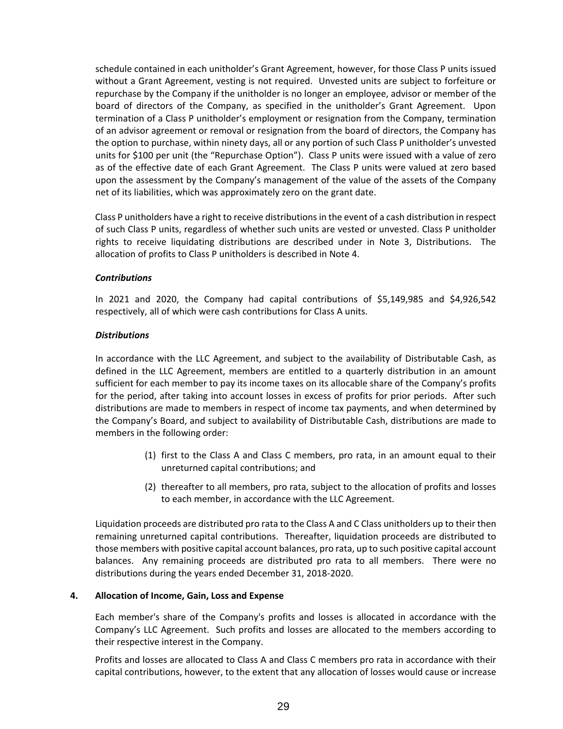schedule contained in each unitholder's Grant Agreement, however, for those Class P units issued without a Grant Agreement, vesting is not required. Unvested units are subject to forfeiture or repurchase by the Company if the unitholder is no longer an employee, advisor or member of the board of directors of the Company, as specified in the unitholder's Grant Agreement. Upon termination of a Class P unitholder's employment or resignation from the Company, termination of an advisor agreement or removal or resignation from the board of directors, the Company has the option to purchase, within ninety days, all or any portion of such Class P unitholder's unvested units for $100 per unit (the "Repurchase Option"). Class P units were issued with a value of zero as of the effective date of each Grant Agreement. The Class P units were valued at zero based upon the assessment by the Company's management of the value of the assets of the Company net of its liabilities, which was approximately zero on the grant date.

Class P unitholders have a right to receive distributions in the event of a cash distribution in respect of such Class P units, regardless of whether such units are vested or unvested. Class P unitholder rights to receive liquidating distributions are described under in Note 3, Distributions. The allocation of profits to Class P unitholders is described in Note 4.

***Contributions***

In 2021 and 2020, the Company had capital contributions of $5,149,985 and $4,926,542 respectively, all of which were cash contributions for Class A units.

***Distributions***

In accordance with the LLC Agreement, and subject to the availability of Distributable Cash, as defined in the LLC Agreement, members are entitled to a quarterly distribution in an amount sufficient for each member to pay its income taxes on its allocable share of the Company's profits for the period, after taking into account losses in excess of profits for prior periods. After such distributions are made to members in respect of income tax payments, and when determined by the Company's Board, and subject to availability of Distributable Cash, distributions are made to members in the following order:

(1) first to the Class A and Class C members, pro rata, in an amount equal to their unreturned capital contributions; and

(2) thereafter to all members, pro rata, subject to the allocation of profits and losses to each member, in accordance with the LLC Agreement.

Liquidation proceeds are distributed pro rata to the Class A and C Class unitholders up to their then remaining unreturned capital contributions. Thereafter, liquidation proceeds are distributed to those members with positive capital account balances, pro rata, up to such positive capital account balances. Any remaining proceeds are distributed pro rata to all members. There were no distributions during the years ended December 31, 2018-2020.

**4. Allocation of Income, Gain, Loss and Expense**

Each member's share of the Company's profits and losses is allocated in accordance with the Company's LLC Agreement. Such profits and losses are allocated to the members according to their respective interest in the Company.

Profits and losses are allocated to Class A and Class C members pro rata in accordance with their capital contributions, however, to the extent that any allocation of losses would cause or increase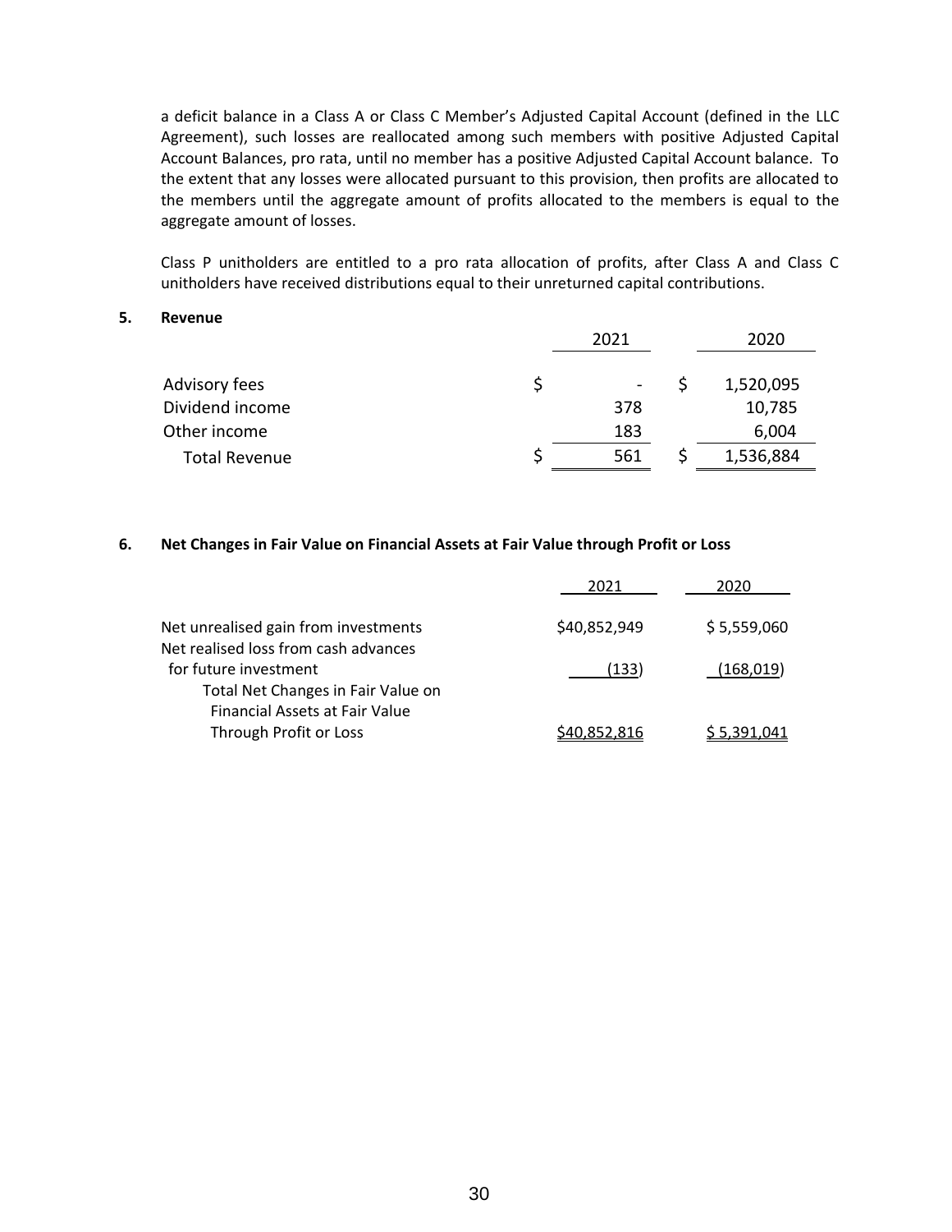a deficit balance in a Class A or Class C Member's Adjusted Capital Account (defined in the LLC Agreement), such losses are reallocated among such members with positive Adjusted Capital Account Balances, pro rata, until no member has a positive Adjusted Capital Account balance. To the extent that any losses were allocated pursuant to this provision, then profits are allocated to the members until the aggregate amount of profits allocated to the members is equal to the aggregate amount of losses.

Class P unitholders are entitled to a pro rata allocation of profits, after Class A and Class C unitholders have received distributions equal to their unreturned capital contributions.

## 5. Revenue

| | 2021 | 2020 |
|---|---|---|
| Advisory fees | $ - | $ 1,520,095 |
| Dividend income | 378 | 10,785 |
| Other income | 183 | 6,004 |
| Total Revenue | $ 561 | $ 1,536,884 |

## 6. Net Changes in Fair Value on Financial Assets at Fair Value through Profit or Loss

| | 2021 | 2020 |
|---|---|---|
| Net unrealised gain from investments | $40,852,949 | $ 5,559,060 |
| Net realised loss from cash advances for future investment | (133) | (168,019) |
| Total Net Changes in Fair Value on Financial Assets at Fair Value Through Profit or Loss | $40,852,816 | $ 5,391,041 |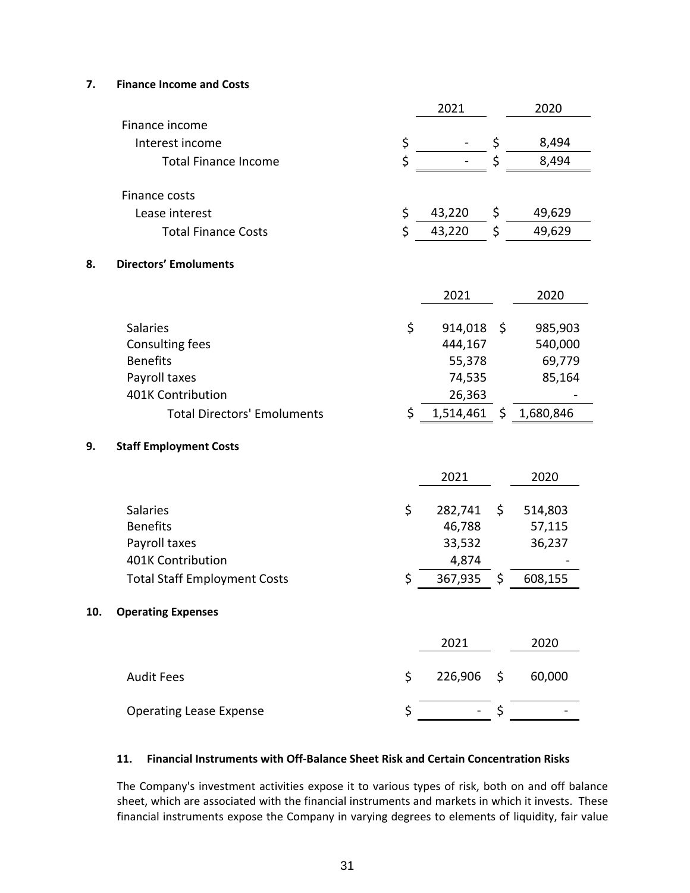## 7. Finance Income and Costs

| | 2021 | 2020 |
|---|---|---|
| Finance income | | |
| Interest income | $ - | $ 8,494 |
| Total Finance Income | $ - | $ 8,494 |
| | | |
| Finance costs | | |
| Lease interest | $ 43,220 | $ 49,629 |
| Total Finance Costs | $ 43,220 | $ 49,629 |

## 8. Directors' Emoluments

| | 2021 | 2020 |
|---|---|---|
| Salaries | $ 914,018 | $ 985,903 |
| Consulting fees | 444,167 | 540,000 |
| Benefits | 55,378 | 69,779 |
| Payroll taxes | 74,535 | 85,164 |
| 401K Contribution | 26,363 | - |
| Total Directors' Emoluments | $ 1,514,461 | $ 1,680,846 |

## 9. Staff Employment Costs

| | 2021 | 2020 |
|---|---|---|
| Salaries | $ 282,741 | $ 514,803 |
| Benefits | 46,788 | 57,115 |
| Payroll taxes | 33,532 | 36,237 |
| 401K Contribution | 4,874 | - |
| Total Staff Employment Costs | $ 367,935 | $ 608,155 |

## 10. Operating Expenses

| | 2021 | 2020 |
|---|---|---|
| Audit Fees | $ 226,906 | $ 60,000 |
| Operating Lease Expense | $ - | $ - |

## 11. Financial Instruments with Off-Balance Sheet Risk and Certain Concentration Risks

The Company's investment activities expose it to various types of risk, both on and off balance sheet, which are associated with the financial instruments and markets in which it invests. These financial instruments expose the Company in varying degrees to elements of liquidity, fair value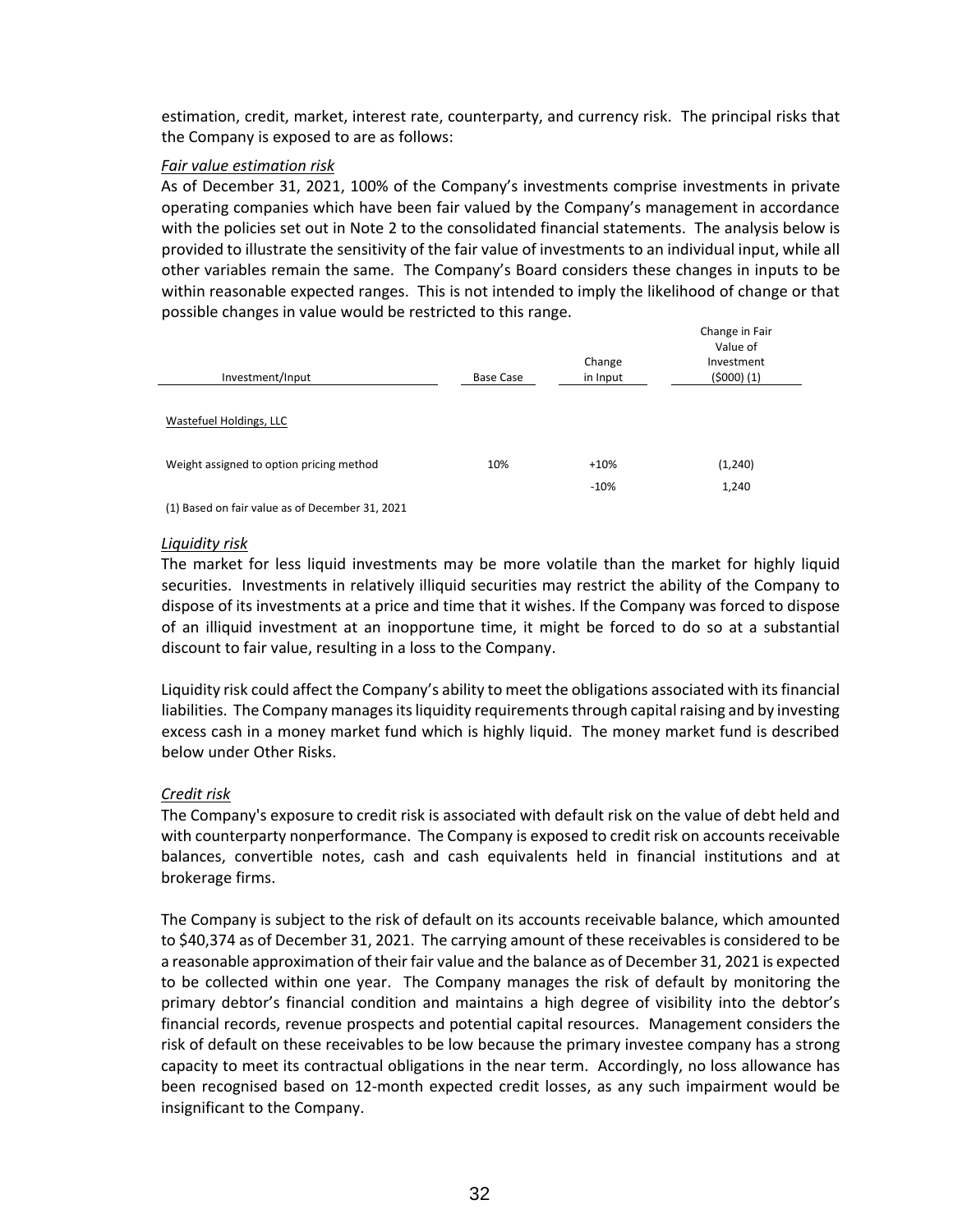estimation, credit, market, interest rate, counterparty, and currency risk. The principal risks that the Company is exposed to are as follows:

*Fair value estimation risk*

As of December 31, 2021, 100% of the Company's investments comprise investments in private operating companies which have been fair valued by the Company's management in accordance with the policies set out in Note 2 to the consolidated financial statements. The analysis below is provided to illustrate the sensitivity of the fair value of investments to an individual input, while all other variables remain the same. The Company's Board considers these changes in inputs to be within reasonable expected ranges. This is not intended to imply the likelihood of change or that possible changes in value would be restricted to this range.

| Investment/Input | Base Case | Change in Input | Change in Fair Value of Investment ($000) (1) |
|---|---|---|---|
| Wastefuel Holdings, LLC | | | |
| Weight assigned to option pricing method | 10% | +10% | (1,240) |
| | | -10% | 1,240 |

(1) Based on fair value as of December 31, 2021

*Liquidity risk*

The market for less liquid investments may be more volatile than the market for highly liquid securities. Investments in relatively illiquid securities may restrict the ability of the Company to dispose of its investments at a price and time that it wishes. If the Company was forced to dispose of an illiquid investment at an inopportune time, it might be forced to do so at a substantial discount to fair value, resulting in a loss to the Company.

Liquidity risk could affect the Company's ability to meet the obligations associated with its financial liabilities. The Company manages its liquidity requirements through capital raising and by investing excess cash in a money market fund which is highly liquid. The money market fund is described below under Other Risks.

*Credit risk*

The Company's exposure to credit risk is associated with default risk on the value of debt held and with counterparty nonperformance. The Company is exposed to credit risk on accounts receivable balances, convertible notes, cash and cash equivalents held in financial institutions and at brokerage firms.

The Company is subject to the risk of default on its accounts receivable balance, which amounted to $40,374 as of December 31, 2021. The carrying amount of these receivables is considered to be a reasonable approximation of their fair value and the balance as of December 31, 2021 is expected to be collected within one year. The Company manages the risk of default by monitoring the primary debtor's financial condition and maintains a high degree of visibility into the debtor's financial records, revenue prospects and potential capital resources. Management considers the risk of default on these receivables to be low because the primary investee company has a strong capacity to meet its contractual obligations in the near term. Accordingly, no loss allowance has been recognised based on 12-month expected credit losses, as any such impairment would be insignificant to the Company.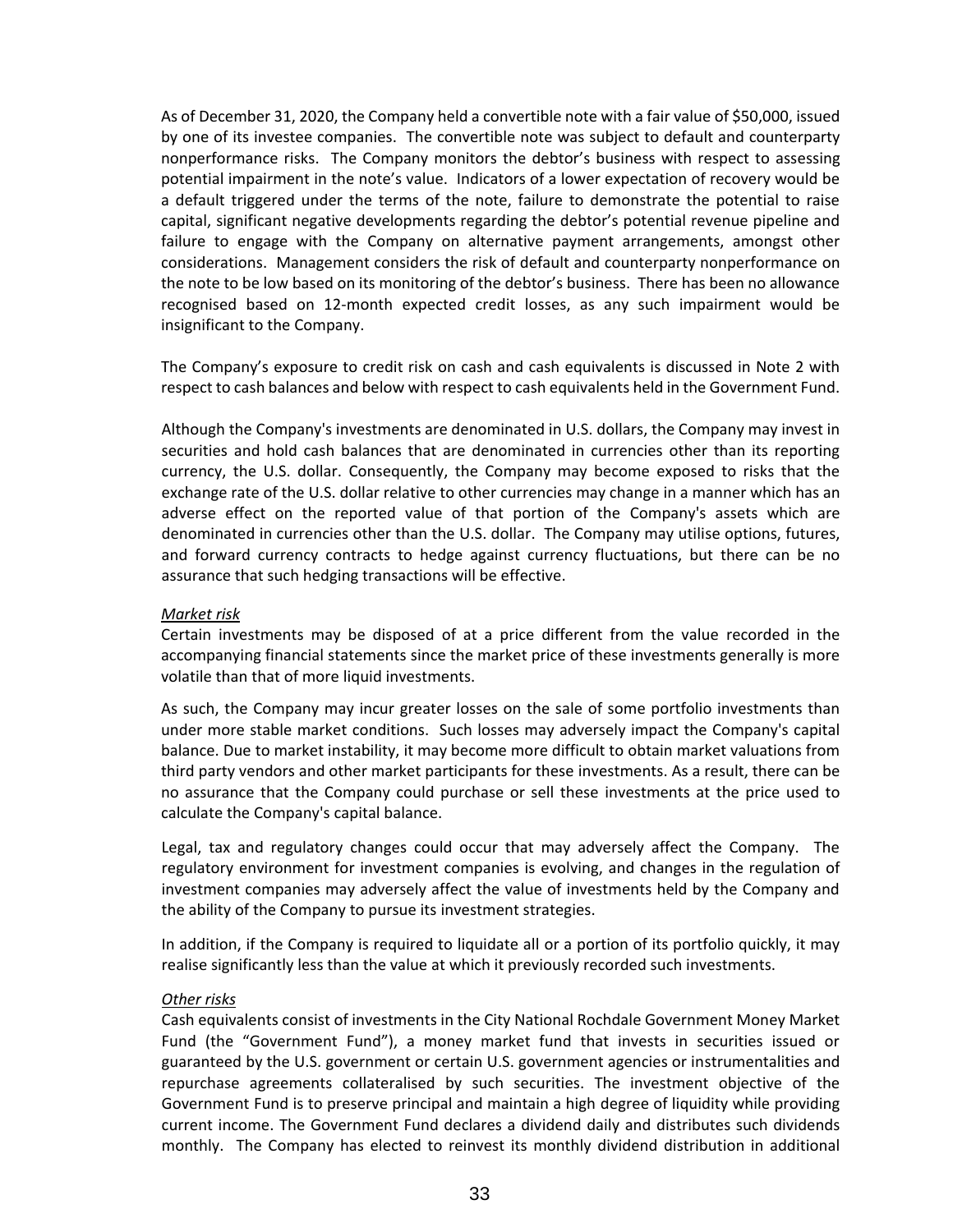As of December 31, 2020, the Company held a convertible note with a fair value of $50,000, issued by one of its investee companies. The convertible note was subject to default and counterparty nonperformance risks. The Company monitors the debtor's business with respect to assessing potential impairment in the note's value. Indicators of a lower expectation of recovery would be a default triggered under the terms of the note, failure to demonstrate the potential to raise capital, significant negative developments regarding the debtor's potential revenue pipeline and failure to engage with the Company on alternative payment arrangements, amongst other considerations. Management considers the risk of default and counterparty nonperformance on the note to be low based on its monitoring of the debtor's business. There has been no allowance recognised based on 12-month expected credit losses, as any such impairment would be insignificant to the Company.

The Company's exposure to credit risk on cash and cash equivalents is discussed in Note 2 with respect to cash balances and below with respect to cash equivalents held in the Government Fund.

Although the Company's investments are denominated in U.S. dollars, the Company may invest in securities and hold cash balances that are denominated in currencies other than its reporting currency, the U.S. dollar. Consequently, the Company may become exposed to risks that the exchange rate of the U.S. dollar relative to other currencies may change in a manner which has an adverse effect on the reported value of that portion of the Company's assets which are denominated in currencies other than the U.S. dollar. The Company may utilise options, futures, and forward currency contracts to hedge against currency fluctuations, but there can be no assurance that such hedging transactions will be effective.

*Market risk*

Certain investments may be disposed of at a price different from the value recorded in the accompanying financial statements since the market price of these investments generally is more volatile than that of more liquid investments.

As such, the Company may incur greater losses on the sale of some portfolio investments than under more stable market conditions. Such losses may adversely impact the Company's capital balance. Due to market instability, it may become more difficult to obtain market valuations from third party vendors and other market participants for these investments. As a result, there can be no assurance that the Company could purchase or sell these investments at the price used to calculate the Company's capital balance.

Legal, tax and regulatory changes could occur that may adversely affect the Company. The regulatory environment for investment companies is evolving, and changes in the regulation of investment companies may adversely affect the value of investments held by the Company and the ability of the Company to pursue its investment strategies.

In addition, if the Company is required to liquidate all or a portion of its portfolio quickly, it may realise significantly less than the value at which it previously recorded such investments.

*Other risks*

Cash equivalents consist of investments in the City National Rochdale Government Money Market Fund (the "Government Fund"), a money market fund that invests in securities issued or guaranteed by the U.S. government or certain U.S. government agencies or instrumentalities and repurchase agreements collateralised by such securities. The investment objective of the Government Fund is to preserve principal and maintain a high degree of liquidity while providing current income. The Government Fund declares a dividend daily and distributes such dividends monthly. The Company has elected to reinvest its monthly dividend distribution in additional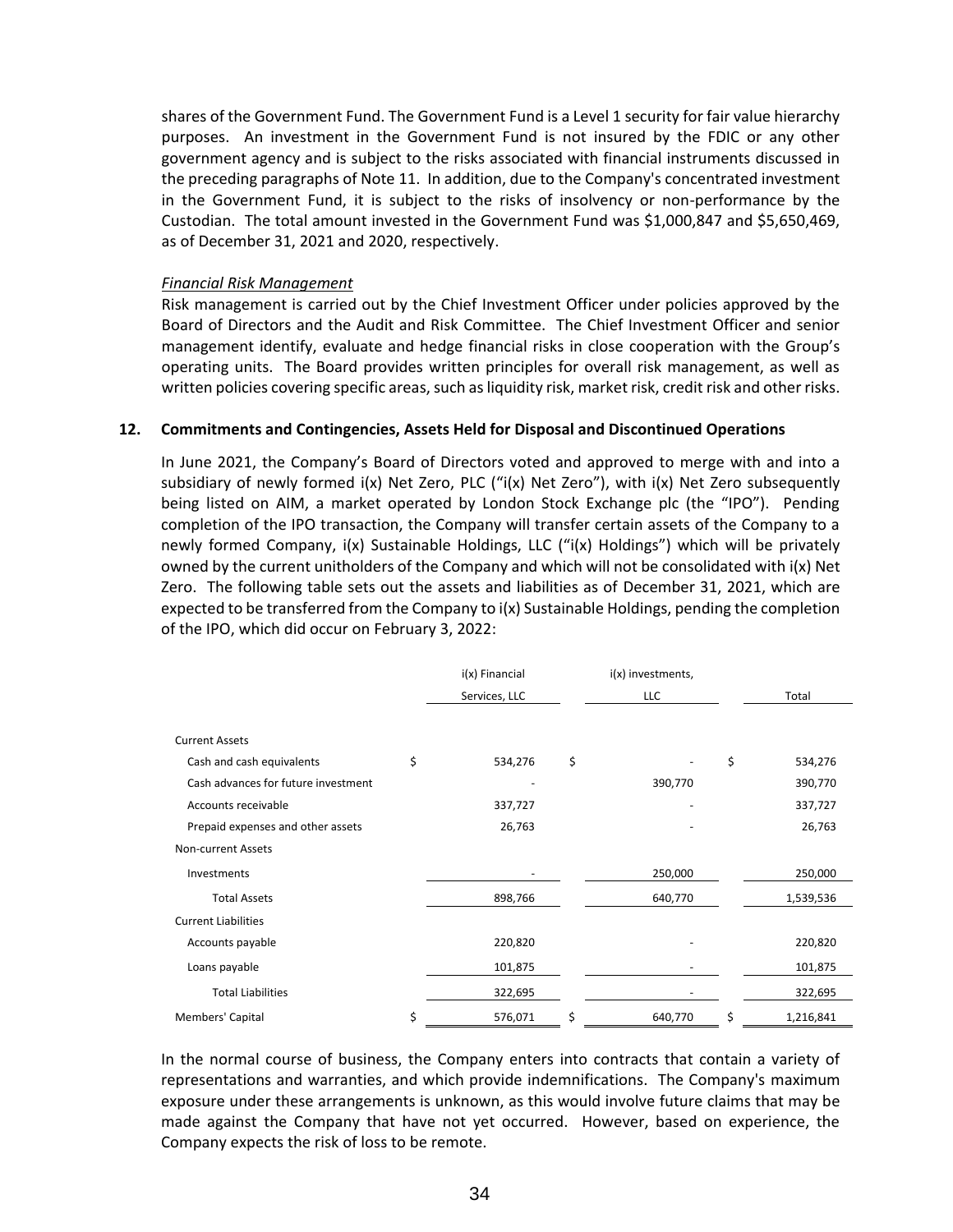shares of the Government Fund. The Government Fund is a Level 1 security for fair value hierarchy purposes. An investment in the Government Fund is not insured by the FDIC or any other government agency and is subject to the risks associated with financial instruments discussed in the preceding paragraphs of Note 11. In addition, due to the Company's concentrated investment in the Government Fund, it is subject to the risks of insolvency or non-performance by the Custodian. The total amount invested in the Government Fund was $1,000,847 and $5,650,469, as of December 31, 2021 and 2020, respectively.

*Financial Risk Management*

Risk management is carried out by the Chief Investment Officer under policies approved by the Board of Directors and the Audit and Risk Committee. The Chief Investment Officer and senior management identify, evaluate and hedge financial risks in close cooperation with the Group's operating units. The Board provides written principles for overall risk management, as well as written policies covering specific areas, such as liquidity risk, market risk, credit risk and other risks.

## 12. Commitments and Contingencies, Assets Held for Disposal and Discontinued Operations

In June 2021, the Company's Board of Directors voted and approved to merge with and into a subsidiary of newly formed i(x) Net Zero, PLC ("i(x) Net Zero"), with i(x) Net Zero subsequently being listed on AIM, a market operated by London Stock Exchange plc (the "IPO"). Pending completion of the IPO transaction, the Company will transfer certain assets of the Company to a newly formed Company, i(x) Sustainable Holdings, LLC ("i(x) Holdings") which will be privately owned by the current unitholders of the Company and which will not be consolidated with i(x) Net Zero. The following table sets out the assets and liabilities as of December 31, 2021, which are expected to be transferred from the Company to i(x) Sustainable Holdings, pending the completion of the IPO, which did occur on February 3, 2022:

| | i(x) Financial Services, LLC | i(x) investments, LLC | Total |
|---|---|---|---|
| Current Assets | | | |
| Cash and cash equivalents | $ 534,276 | $ - | $ 534,276 |
| Cash advances for future investment | - | 390,770 | 390,770 |
| Accounts receivable | 337,727 | - | 337,727 |
| Prepaid expenses and other assets | 26,763 | - | 26,763 |
| Non-current Assets | | | |
| Investments | - | 250,000 | 250,000 |
| Total Assets | 898,766 | 640,770 | 1,539,536 |
| Current Liabilities | | | |
| Accounts payable | 220,820 | - | 220,820 |
| Loans payable | 101,875 | - | 101,875 |
| Total Liabilities | 322,695 | - | 322,695 |
| Members' Capital | $ 576,071 | $ 640,770 | $ 1,216,841 |

In the normal course of business, the Company enters into contracts that contain a variety of representations and warranties, and which provide indemnifications. The Company's maximum exposure under these arrangements is unknown, as this would involve future claims that may be made against the Company that have not yet occurred. However, based on experience, the Company expects the risk of loss to be remote.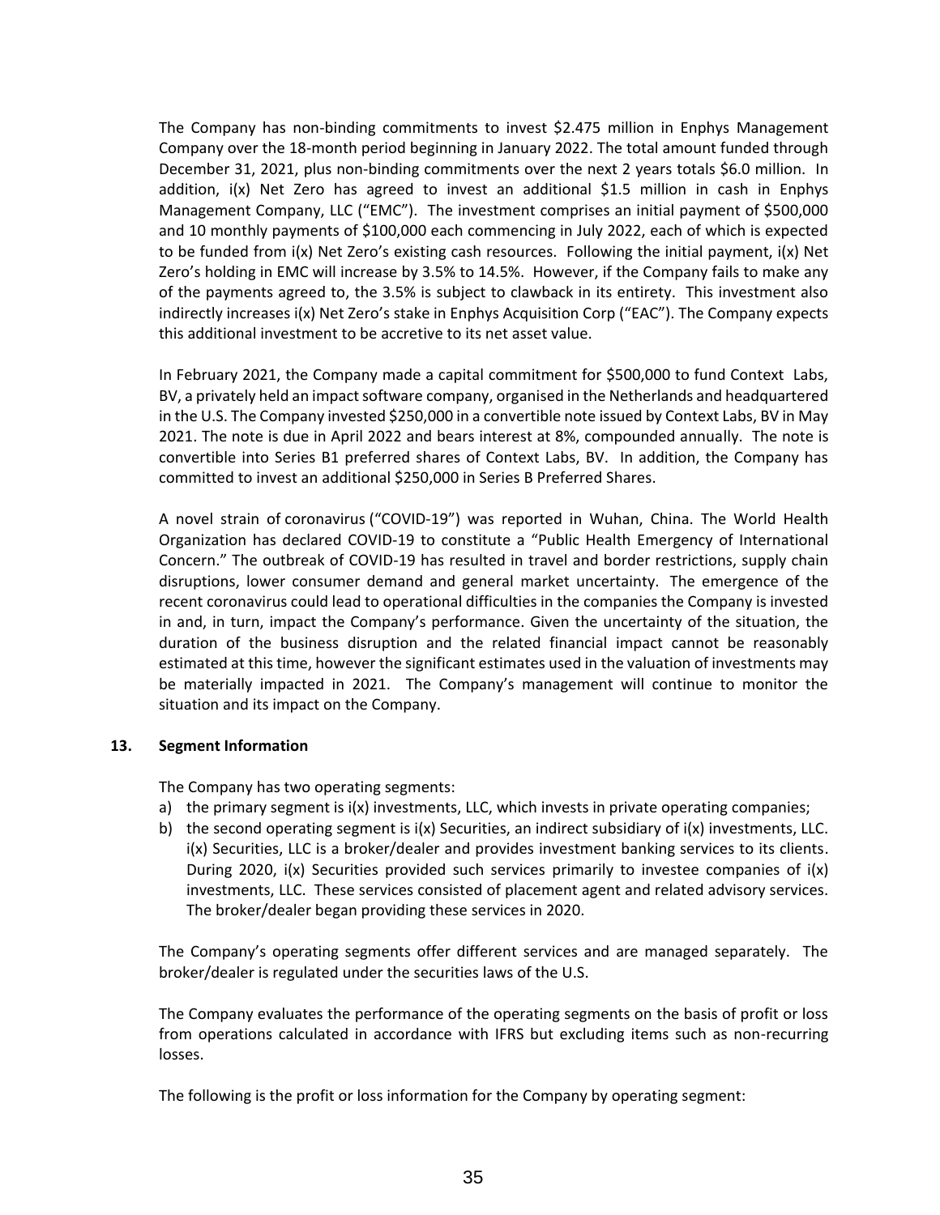The Company has non-binding commitments to invest $2.475 million in Enphys Management Company over the 18-month period beginning in January 2022. The total amount funded through December 31, 2021, plus non-binding commitments over the next 2 years totals $6.0 million. In addition, i(x) Net Zero has agreed to invest an additional $1.5 million in cash in Enphys Management Company, LLC ("EMC"). The investment comprises an initial payment of $500,000 and 10 monthly payments of $100,000 each commencing in July 2022, each of which is expected to be funded from i(x) Net Zero's existing cash resources. Following the initial payment, i(x) Net Zero's holding in EMC will increase by 3.5% to 14.5%. However, if the Company fails to make any of the payments agreed to, the 3.5% is subject to clawback in its entirety. This investment also indirectly increases i(x) Net Zero's stake in Enphys Acquisition Corp ("EAC"). The Company expects this additional investment to be accretive to its net asset value.

In February 2021, the Company made a capital commitment for $500,000 to fund Context Labs, BV, a privately held an impact software company, organised in the Netherlands and headquartered in the U.S. The Company invested $250,000 in a convertible note issued by Context Labs, BV in May 2021. The note is due in April 2022 and bears interest at 8%, compounded annually. The note is convertible into Series B1 preferred shares of Context Labs, BV. In addition, the Company has committed to invest an additional $250,000 in Series B Preferred Shares.

A novel strain of coronavirus ("COVID-19") was reported in Wuhan, China. The World Health Organization has declared COVID-19 to constitute a "Public Health Emergency of International Concern." The outbreak of COVID-19 has resulted in travel and border restrictions, supply chain disruptions, lower consumer demand and general market uncertainty. The emergence of the recent coronavirus could lead to operational difficulties in the companies the Company is invested in and, in turn, impact the Company's performance. Given the uncertainty of the situation, the duration of the business disruption and the related financial impact cannot be reasonably estimated at this time, however the significant estimates used in the valuation of investments may be materially impacted in 2021. The Company's management will continue to monitor the situation and its impact on the Company.

## 13. Segment Information

The Company has two operating segments:

a) the primary segment is i(x) investments, LLC, which invests in private operating companies;
b) the second operating segment is i(x) Securities, an indirect subsidiary of i(x) investments, LLC. i(x) Securities, LLC is a broker/dealer and provides investment banking services to its clients. During 2020, i(x) Securities provided such services primarily to investee companies of i(x) investments, LLC. These services consisted of placement agent and related advisory services. The broker/dealer began providing these services in 2020.

The Company's operating segments offer different services and are managed separately. The broker/dealer is regulated under the securities laws of the U.S.

The Company evaluates the performance of the operating segments on the basis of profit or loss from operations calculated in accordance with IFRS but excluding items such as non-recurring losses.

The following is the profit or loss information for the Company by operating segment: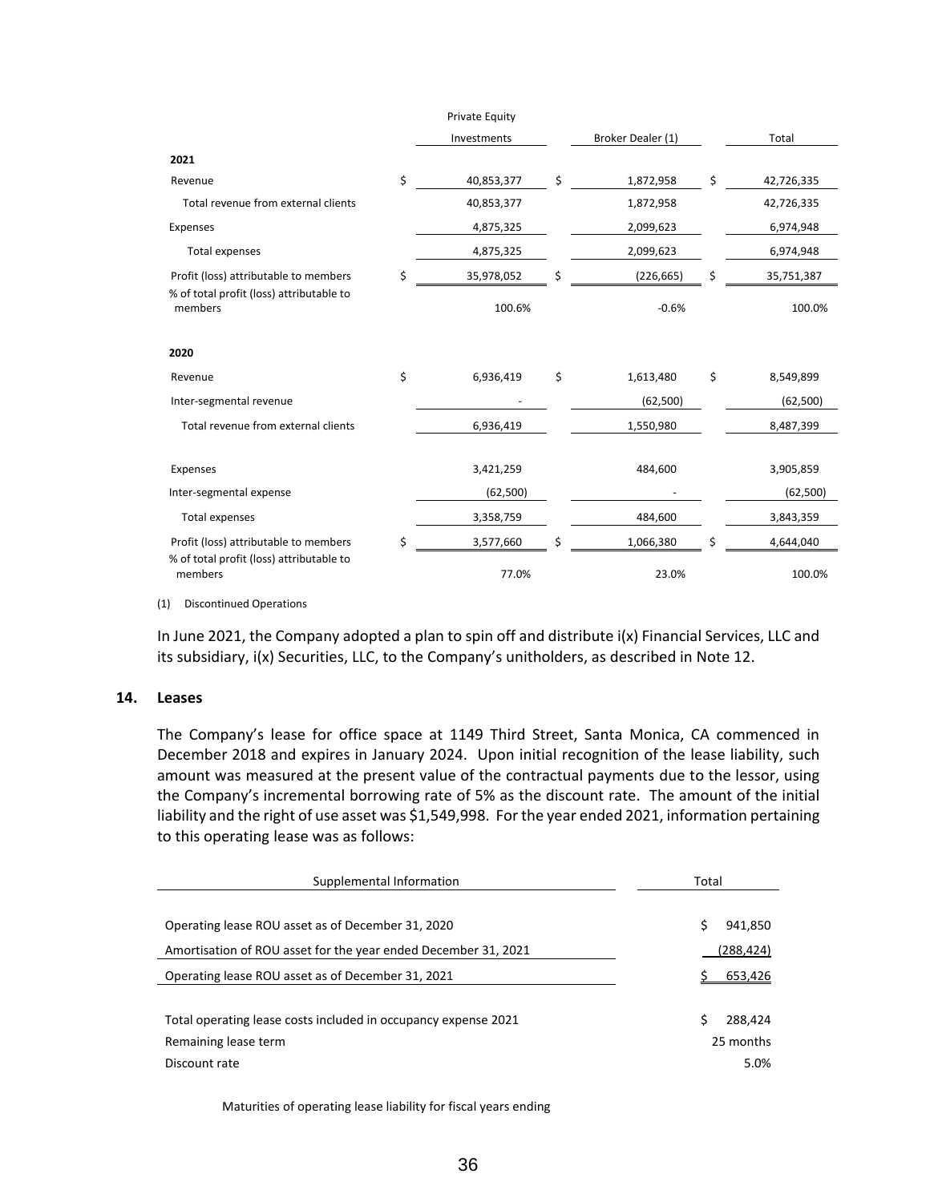| | Private Equity Investments | Broker Dealer (1) | Total |
|---|---|---|---|
| **2021** | | | |
| Revenue | $ 40,853,377 | $ 1,872,958 | $ 42,726,335 |
| Total revenue from external clients | 40,853,377 | 1,872,958 | 42,726,335 |
| Expenses | 4,875,325 | 2,099,623 | 6,974,948 |
| Total expenses | 4,875,325 | 2,099,623 | 6,974,948 |
| Profit (loss) attributable to members | $ 35,978,052 | $ (226,665) | $ 35,751,387 |
| % of total profit (loss) attributable to members | 100.6% | -0.6% | 100.0% |
| **2020** | | | |
| Revenue | $ 6,936,419 | $ 1,613,480 | $ 8,549,899 |
| Inter-segmental revenue | - | (62,500) | (62,500) |
| Total revenue from external clients | 6,936,419 | 1,550,980 | 8,487,399 |
| Expenses | 3,421,259 | 484,600 | 3,905,859 |
| Inter-segmental expense | (62,500) | - | (62,500) |
| Total expenses | 3,358,759 | 484,600 | 3,843,359 |
| Profit (loss) attributable to members | $ 3,577,660 | $ 1,066,380 | $ 4,644,040 |
| % of total profit (loss) attributable to members | 77.0% | 23.0% | 100.0% |

(1) Discontinued Operations

In June 2021, the Company adopted a plan to spin off and distribute i(x) Financial Services, LLC and its subsidiary, i(x) Securities, LLC, to the Company's unitholders, as described in Note 12.

## 14. Leases

The Company's lease for office space at 1149 Third Street, Santa Monica, CA commenced in December 2018 and expires in January 2024. Upon initial recognition of the lease liability, such amount was measured at the present value of the contractual payments due to the lessor, using the Company's incremental borrowing rate of 5% as the discount rate. The amount of the initial liability and the right of use asset was $1,549,998. For the year ended 2021, information pertaining to this operating lease was as follows:

| Supplemental Information | Total |
|---|---|
| Operating lease ROU asset as of December 31, 2020 | $ 941,850 |
| Amortisation of ROU asset for the year ended December 31, 2021 | (288,424) |
| Operating lease ROU asset as of December 31, 2021 | $ 653,426 |
| | |
| Total operating lease costs included in occupancy expense 2021 | $ 288,424 |
| Remaining lease term | 25 months |
| Discount rate | 5.0% |

Maturities of operating lease liability for fiscal years ending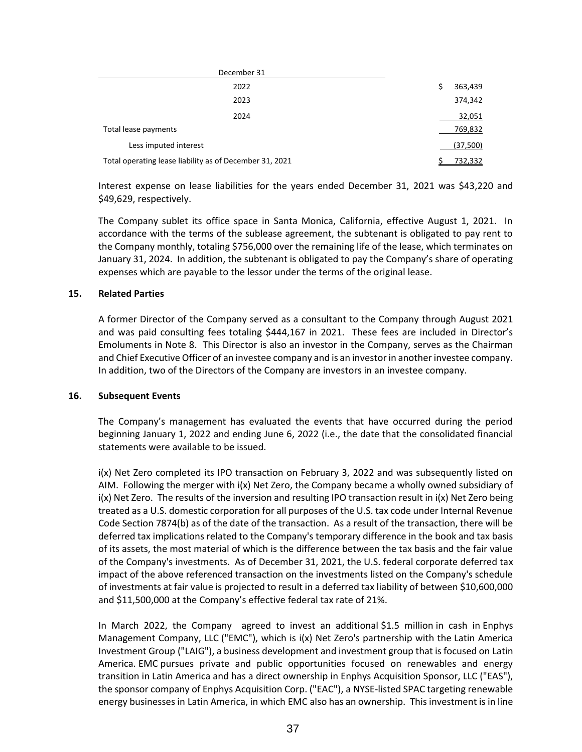| December 31 | |
|---|---|
| 2022 | $ 363,439 |
| 2023 | 374,342 |
| 2024 | 32,051 |
| Total lease payments | 769,832 |
| Less imputed interest | (37,500) |
| Total operating lease liability as of December 31, 2021 | $ 732,332 |

Interest expense on lease liabilities for the years ended December 31, 2021 was $43,220 and $49,629, respectively.

The Company sublet its office space in Santa Monica, California, effective August 1, 2021. In accordance with the terms of the sublease agreement, the subtenant is obligated to pay rent to the Company monthly, totaling $756,000 over the remaining life of the lease, which terminates on January 31, 2024. In addition, the subtenant is obligated to pay the Company's share of operating expenses which are payable to the lessor under the terms of the original lease.

## 15. Related Parties

A former Director of the Company served as a consultant to the Company through August 2021 and was paid consulting fees totaling $444,167 in 2021. These fees are included in Director's Emoluments in Note 8. This Director is also an investor in the Company, serves as the Chairman and Chief Executive Officer of an investee company and is an investor in another investee company. In addition, two of the Directors of the Company are investors in an investee company.

## 16. Subsequent Events

The Company's management has evaluated the events that have occurred during the period beginning January 1, 2022 and ending June 6, 2022 (i.e., the date that the consolidated financial statements were available to be issued.

i(x) Net Zero completed its IPO transaction on February 3, 2022 and was subsequently listed on AIM. Following the merger with i(x) Net Zero, the Company became a wholly owned subsidiary of i(x) Net Zero. The results of the inversion and resulting IPO transaction result in i(x) Net Zero being treated as a U.S. domestic corporation for all purposes of the U.S. tax code under Internal Revenue Code Section 7874(b) as of the date of the transaction. As a result of the transaction, there will be deferred tax implications related to the Company's temporary difference in the book and tax basis of its assets, the most material of which is the difference between the tax basis and the fair value of the Company's investments. As of December 31, 2021, the U.S. federal corporate deferred tax impact of the above referenced transaction on the investments listed on the Company's schedule of investments at fair value is projected to result in a deferred tax liability of between $10,600,000 and $11,500,000 at the Company's effective federal tax rate of 21%.

In March 2022, the Company agreed to invest an additional $1.5 million in cash in Enphys Management Company, LLC ("EMC"), which is i(x) Net Zero's partnership with the Latin America Investment Group ("LAIG"), a business development and investment group that is focused on Latin America. EMC pursues private and public opportunities focused on renewables and energy transition in Latin America and has a direct ownership in Enphys Acquisition Sponsor, LLC ("EAS"), the sponsor company of Enphys Acquisition Corp. ("EAC"), a NYSE-listed SPAC targeting renewable energy businesses in Latin America, in which EMC also has an ownership. This investment is in line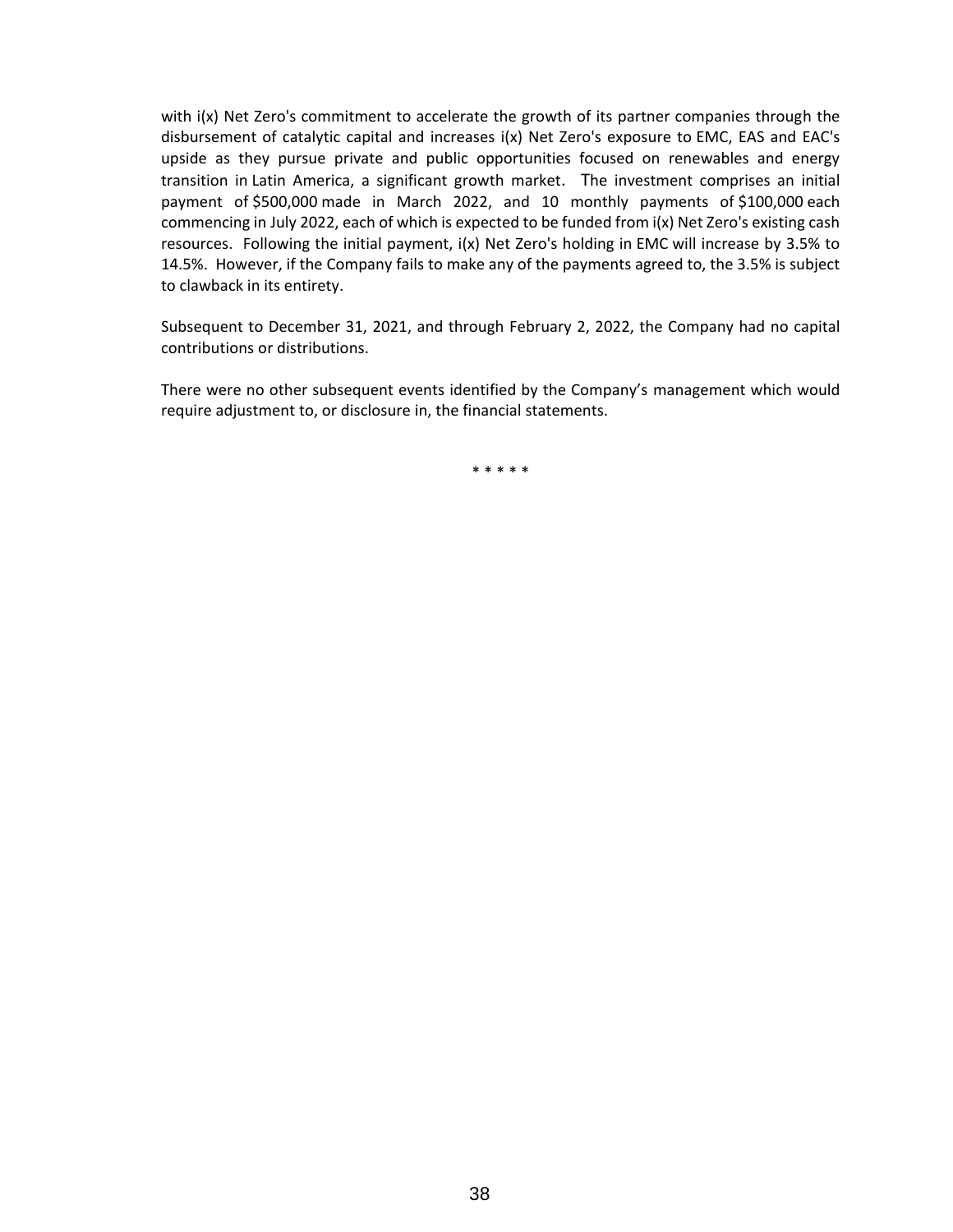with i(x) Net Zero's commitment to accelerate the growth of its partner companies through the disbursement of catalytic capital and increases i(x) Net Zero's exposure to EMC, EAS and EAC's upside as they pursue private and public opportunities focused on renewables and energy transition in Latin America, a significant growth market. The investment comprises an initial payment of $500,000 made in March 2022, and 10 monthly payments of $100,000 each commencing in July 2022, each of which is expected to be funded from i(x) Net Zero's existing cash resources. Following the initial payment, i(x) Net Zero's holding in EMC will increase by 3.5% to 14.5%. However, if the Company fails to make any of the payments agreed to, the 3.5% is subject to clawback in its entirety.

Subsequent to December 31, 2021, and through February 2, 2022, the Company had no capital contributions or distributions.

There were no other subsequent events identified by the Company's management which would require adjustment to, or disclosure in, the financial statements.

* * * * *